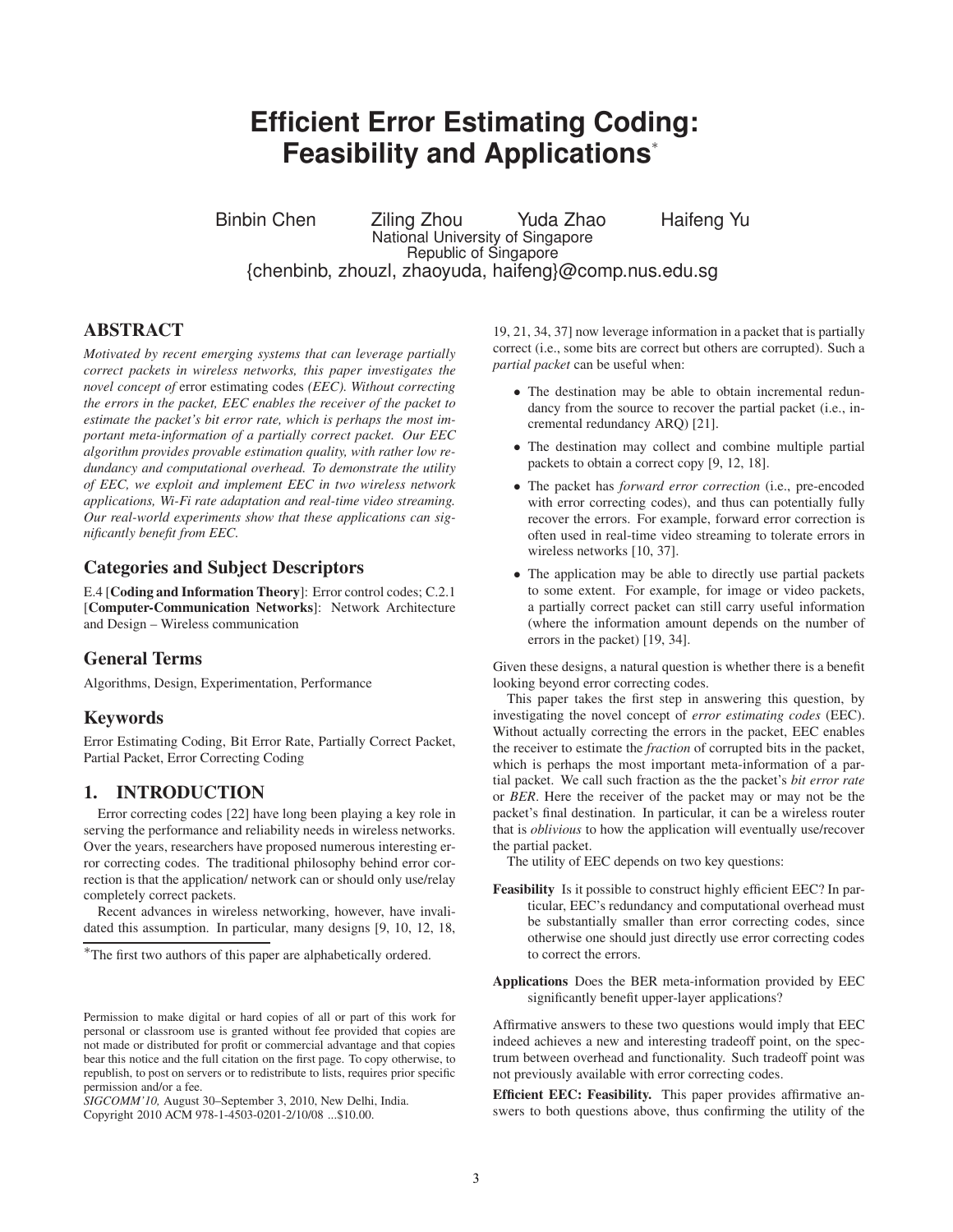# Efficient Error Estimating Coding: Feasibility and Applications*

Binbin Chen Ziling Zhou Yuda Zhao Haifeng Yu
National University of Singapore
Republic of Singapore
{chenbinb, zhouzl, zhaoyuda, haifeng}@comp.nus.edu.sg

## ABSTRACT

*Motivated by recent emerging systems that can leverage partially correct packets in wireless networks, this paper investigates the novel concept of* error estimating codes *(EEC). Without correcting the errors in the packet, EEC enables the receiver of the packet to estimate the packet's bit error rate, which is perhaps the most important meta-information of a partially correct packet. Our EEC algorithm provides provable estimation quality, with rather low redundancy and computational overhead. To demonstrate the utility of EEC, we exploit and implement EEC in two wireless network applications, Wi-Fi rate adaptation and real-time video streaming. Our real-world experiments show that these applications can significantly benefit from EEC.*

### Categories and Subject Descriptors

E.4 [**Coding and Information Theory**]: Error control codes; C.2.1 [**Computer-Communication Networks**]: Network Architecture and Design – Wireless communication

### General Terms

Algorithms, Design, Experimentation, Performance

### Keywords

Error Estimating Coding, Bit Error Rate, Partially Correct Packet, Partial Packet, Error Correcting Coding

## 1. INTRODUCTION

Error correcting codes [22] have long been playing a key role in serving the performance and reliability needs in wireless networks. Over the years, researchers have proposed numerous interesting error correcting codes. The traditional philosophy behind error correction is that the application/ network can or should only use/relay completely correct packets.

Recent advances in wireless networking, however, have invalidated this assumption. In particular, many designs [9, 10, 12, 18, 19, 21, 34, 37] now leverage information in a packet that is partially correct (i.e., some bits are correct but others are corrupted). Such a *partial packet* can be useful when:

- The destination may be able to obtain incremental redundancy from the source to recover the partial packet (i.e., incremental redundancy ARQ) [21].
- The destination may collect and combine multiple partial packets to obtain a correct copy [9, 12, 18].
- The packet has *forward error correction* (i.e., pre-encoded with error correcting codes), and thus can potentially fully recover the errors. For example, forward error correction is often used in real-time video streaming to tolerate errors in wireless networks [10, 37].
- The application may be able to directly use partial packets to some extent. For example, for image or video packets, a partially correct packet can still carry useful information (where the information amount depends on the number of errors in the packet) [19, 34].

Given these designs, a natural question is whether there is a benefit looking beyond error correcting codes.

This paper takes the first step in answering this question, by investigating the novel concept of *error estimating codes* (EEC). Without actually correcting the errors in the packet, EEC enables the receiver to estimate the *fraction* of corrupted bits in the packet, which is perhaps the most important meta-information of a partial packet. We call such fraction as the the packet's *bit error rate* or *BER*. Here the receiver of the packet may or may not be the packet's final destination. In particular, it can be a wireless router that is *oblivious* to how the application will eventually use/recover the partial packet.

The utility of EEC depends on two key questions:

**Feasibility** Is it possible to construct highly efficient EEC? In particular, EEC's redundancy and computational overhead must be substantially smaller than error correcting codes, since otherwise one should just directly use error correcting codes to correct the errors.

**Applications** Does the BER meta-information provided by EEC significantly benefit upper-layer applications?

Affirmative answers to these two questions would imply that EEC indeed achieves a new and interesting tradeoff point, on the spectrum between overhead and functionality. Such tradeoff point was not previously available with error correcting codes.

**Efficient EEC: Feasibility.** This paper provides affirmative answers to both questions above, thus confirming the utility of the

*The first two authors of this paper are alphabetically ordered.

Permission to make digital or hard copies of all or part of this work for personal or classroom use is granted without fee provided that copies are not made or distributed for profit or commercial advantage and that copies bear this notice and the full citation on the first page. To copy otherwise, to republish, to post on servers or to redistribute to lists, requires prior specific permission and/or a fee.
*SIGCOMM'10,* August 30–September 3, 2010, New Delhi, India.
Copyright 2010 ACM 978-1-4503-0201-2/10/08 ...$10.00.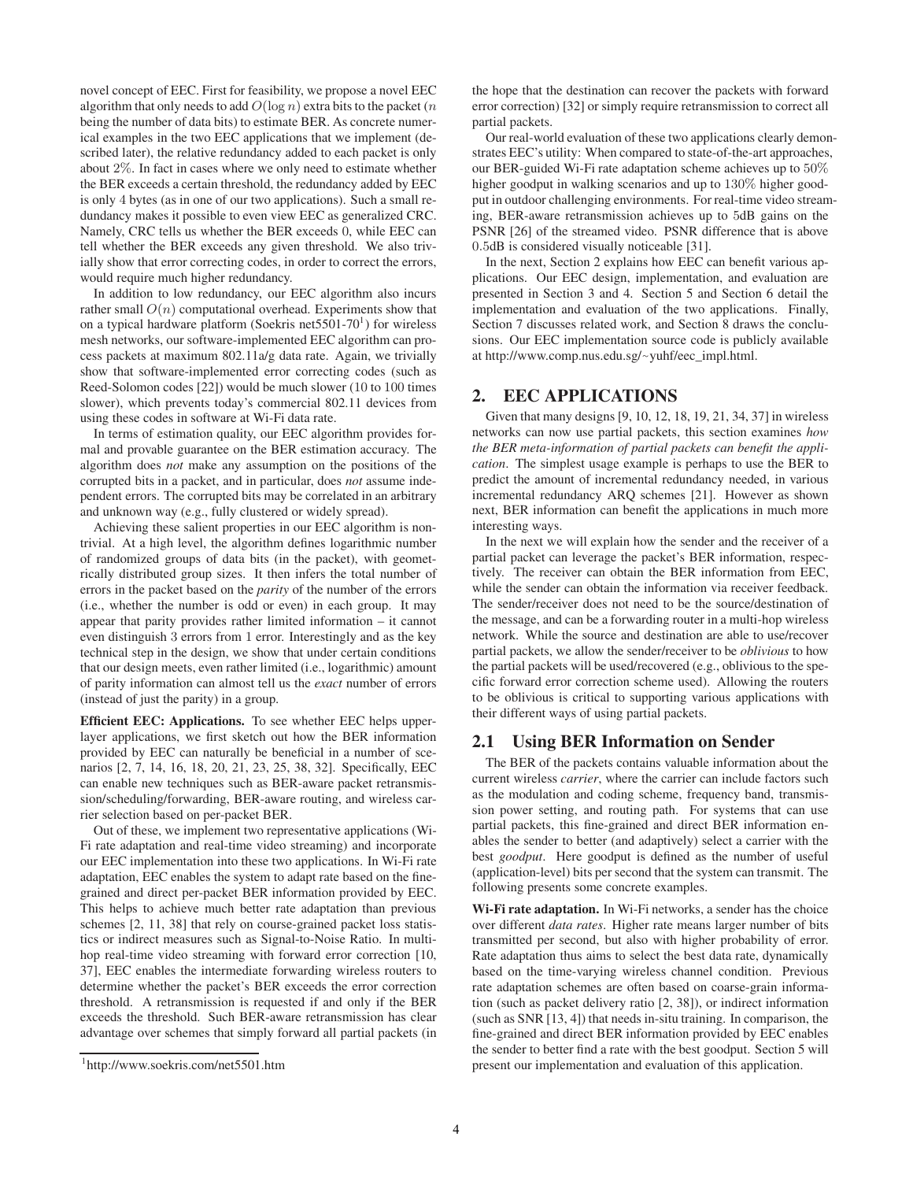novel concept of EEC. First for feasibility, we propose a novel EEC algorithm that only needs to add $O(\log n)$ extra bits to the packet ($n$ being the number of data bits) to estimate BER. As concrete numerical examples in the two EEC applications that we implement (described later), the relative redundancy added to each packet is only about 2%. In fact in cases where we only need to estimate whether the BER exceeds a certain threshold, the redundancy added by EEC is only 4 bytes (as in one of our two applications). Such a small redundancy makes it possible to even view EEC as generalized CRC. Namely, CRC tells us whether the BER exceeds 0, while EEC can tell whether the BER exceeds any given threshold. We also trivially show that error correcting codes, in order to correct the errors, would require much higher redundancy.

In addition to low redundancy, our EEC algorithm also incurs rather small $O(n)$ computational overhead. Experiments show that on a typical hardware platform (Soekris net5501-70[1]) for wireless mesh networks, our software-implemented EEC algorithm can process packets at maximum 802.11a/g data rate. Again, we trivially show that software-implemented error correcting codes (such as Reed-Solomon codes [22]) would be much slower (10 to 100 times slower), which prevents today's commercial 802.11 devices from using these codes in software at Wi-Fi data rate.

In terms of estimation quality, our EEC algorithm provides formal and provable guarantee on the BER estimation accuracy. The algorithm does *not* make any assumption on the positions of the corrupted bits in a packet, and in particular, does *not* assume independent errors. The corrupted bits may be correlated in an arbitrary and unknown way (e.g., fully clustered or widely spread).

Achieving these salient properties in our EEC algorithm is nontrivial. At a high level, the algorithm defines logarithmic number of randomized groups of data bits (in the packet), with geometrically distributed group sizes. It then infers the total number of errors in the packet based on the *parity* of the number of the errors (i.e., whether the number is odd or even) in each group. It may appear that parity provides rather limited information – it cannot even distinguish 3 errors from 1 error. Interestingly and as the key technical step in the design, we show that under certain conditions that our design meets, even rather limited (i.e., logarithmic) amount of parity information can almost tell us the *exact* number of errors (instead of just the parity) in a group.

**Efficient EEC: Applications.** To see whether EEC helps upper-layer applications, we first sketch out how the BER information provided by EEC can naturally be beneficial in a number of scenarios [2, 7, 14, 16, 18, 20, 21, 23, 25, 38, 32]. Specifically, EEC can enable new techniques such as BER-aware packet retransmission/scheduling/forwarding, BER-aware routing, and wireless carrier selection based on per-packet BER.

Out of these, we implement two representative applications (Wi-Fi rate adaptation and real-time video streaming) and incorporate our EEC implementation into these two applications. In Wi-Fi rate adaptation, EEC enables the system to adapt rate based on the fine-grained and direct per-packet BER information provided by EEC. This helps to achieve much better rate adaptation than previous schemes [2, 11, 38] that rely on course-grained packet loss statistics or indirect measures such as Signal-to-Noise Ratio. In multi-hop real-time video streaming with forward error correction [10, 37], EEC enables the intermediate forwarding wireless routers to determine whether the packet's BER exceeds the error correction threshold. A retransmission is requested if and only if the BER exceeds the threshold. Such BER-aware retransmission has clear advantage over schemes that simply forward all partial packets (in the hope that the destination can recover the packets with forward error correction) [32] or simply require retransmission to correct all partial packets.

Our real-world evaluation of these two applications clearly demonstrates EEC's utility: When compared to state-of-the-art approaches, our BER-guided Wi-Fi rate adaptation scheme achieves up to 50% higher goodput in walking scenarios and up to 130% higher goodput in outdoor challenging environments. For real-time video streaming, BER-aware retransmission achieves up to 5dB gains on the PSNR [26] of the streamed video. PSNR difference that is above 0.5dB is considered visually noticeable [31].

In the next, Section 2 explains how EEC can benefit various applications. Our EEC design, implementation, and evaluation are presented in Section 3 and 4. Section 5 and Section 6 detail the implementation and evaluation of the two applications. Finally, Section 7 discusses related work, and Section 8 draws the conclusions. Our EEC implementation source code is publicly available at http://www.comp.nus.edu.sg/~yuhf/eec_impl.html.

## 2. EEC APPLICATIONS

Given that many designs [9, 10, 12, 18, 19, 21, 34, 37] in wireless networks can now use partial packets, this section examines *how the BER meta-information of partial packets can benefit the application*. The simplest usage example is perhaps to use the BER to predict the amount of incremental redundancy needed, in various incremental redundancy ARQ schemes [21]. However as shown next, BER information can benefit the applications in much more interesting ways.

In the next we will explain how the sender and the receiver of a partial packet can leverage the packet's BER information, respectively. The receiver can obtain the BER information from EEC, while the sender can obtain the information via receiver feedback. The sender/receiver does not need to be the source/destination of the message, and can be a forwarding router in a multi-hop wireless network. While the source and destination are able to use/recover partial packets, we allow the sender/receiver to be *oblivious* to how the partial packets will be used/recovered (e.g., oblivious to the specific forward error correction scheme used). Allowing the routers to be oblivious is critical to supporting various applications with their different ways of using partial packets.

### 2.1 Using BER Information on Sender

The BER of the packets contains valuable information about the current wireless *carrier*, where the carrier can include factors such as the modulation and coding scheme, frequency band, transmission power setting, and routing path. For systems that can use partial packets, this fine-grained and direct BER information enables the sender to better (and adaptively) select a carrier with the best *goodput*. Here goodput is defined as the number of useful (application-level) bits per second that the system can transmit. The following presents some concrete examples.

**Wi-Fi rate adaptation.** In Wi-Fi networks, a sender has the choice over different *data rates*. Higher rate means larger number of bits transmitted per second, but also with higher probability of error. Rate adaptation thus aims to select the best data rate, dynamically based on the time-varying wireless channel condition. Previous rate adaptation schemes are often based on coarse-grain information (such as packet delivery ratio [2, 38]), or indirect information (such as SNR [13, 4]) that needs in-situ training. In comparison, the fine-grained and direct BER information provided by EEC enables the sender to better find a rate with the best goodput. Section 5 will present our implementation and evaluation of this application.

[1] http://www.soekris.com/net5501.htm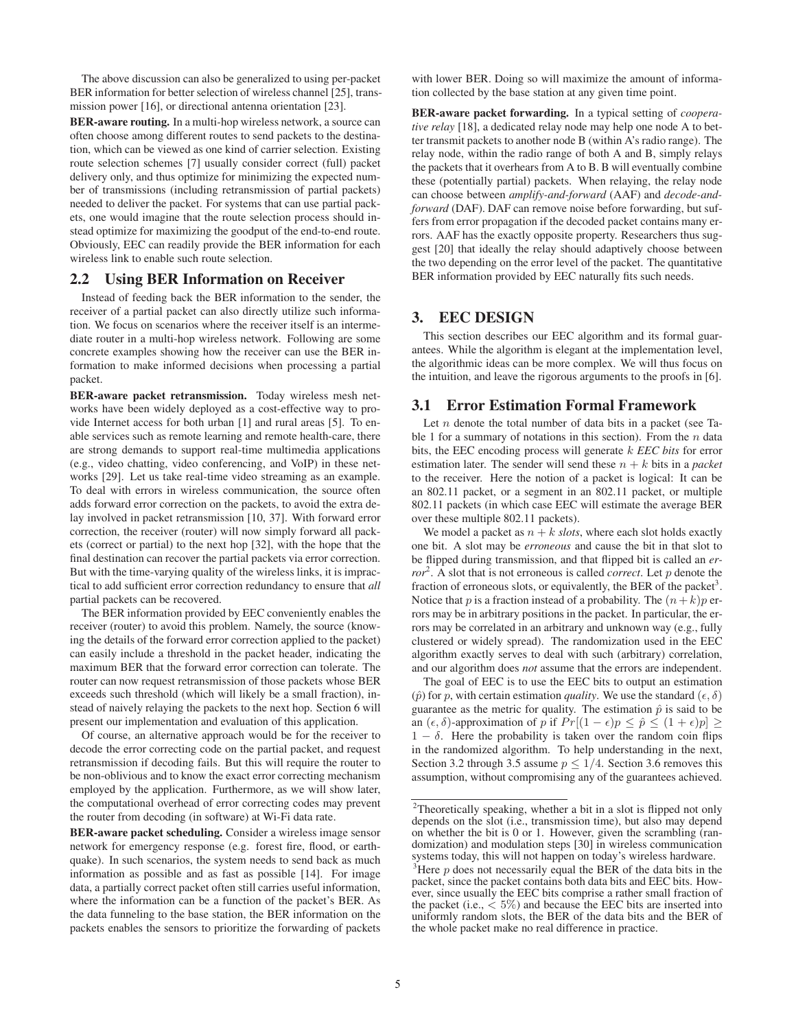The above discussion can also be generalized to using per-packet BER information for better selection of wireless channel [25], transmission power [16], or directional antenna orientation [23].

**BER-aware routing.** In a multi-hop wireless network, a source can often choose among different routes to send packets to the destination, which can be viewed as one kind of carrier selection. Existing route selection schemes [7] usually consider correct (full) packet delivery only, and thus optimize for minimizing the expected number of transmissions (including retransmission of partial packets) needed to deliver the packet. For systems that can use partial packets, one would imagine that the route selection process should instead optimize for maximizing the goodput of the end-to-end route. Obviously, EEC can readily provide the BER information for each wireless link to enable such route selection.

## 2.2 Using BER Information on Receiver

Instead of feeding back the BER information to the sender, the receiver of a partial packet can also directly utilize such information. We focus on scenarios where the receiver itself is an intermediate router in a multi-hop wireless network. Following are some concrete examples showing how the receiver can use the BER information to make informed decisions when processing a partial packet.

**BER-aware packet retransmission.** Today wireless mesh networks have been widely deployed as a cost-effective way to provide Internet access for both urban [1] and rural areas [5]. To enable services such as remote learning and remote health-care, there are strong demands to support real-time multimedia applications (e.g., video chatting, video conferencing, and VoIP) in these networks [29]. Let us take real-time video streaming as an example. To deal with errors in wireless communication, the source often adds forward error correction on the packets, to avoid the extra delay involved in packet retransmission [10, 37]. With forward error correction, the receiver (router) will now simply forward all packets (correct or partial) to the next hop [32], with the hope that the final destination can recover the partial packets via error correction. But with the time-varying quality of the wireless links, it is impractical to add sufficient error correction redundancy to ensure that *all* partial packets can be recovered.

The BER information provided by EEC conveniently enables the receiver (router) to avoid this problem. Namely, the source (knowing the details of the forward error correction applied to the packet) can easily include a threshold in the packet header, indicating the maximum BER that the forward error correction can tolerate. The router can now request retransmission of those packets whose BER exceeds such threshold (which will likely be a small fraction), instead of naively relaying the packets to the next hop. Section 6 will present our implementation and evaluation of this application.

Of course, an alternative approach would be for the receiver to decode the error correcting code on the partial packet, and request retransmission if decoding fails. But this will require the router to be non-oblivious and to know the exact error correcting mechanism employed by the application. Furthermore, as we will show later, the computational overhead of error correcting codes may prevent the router from decoding (in software) at Wi-Fi data rate.

**BER-aware packet scheduling.** Consider a wireless image sensor network for emergency response (e.g. forest fire, flood, or earthquake). In such scenarios, the system needs to send back as much information as possible and as fast as possible [14]. For image data, a partially correct packet often still carries useful information, where the information can be a function of the packet's BER. As the data funneling to the base station, the BER information on the packets enables the sensors to prioritize the forwarding of packets with lower BER. Doing so will maximize the amount of information collected by the base station at any given time point.

**BER-aware packet forwarding.** In a typical setting of *cooperative relay* [18], a dedicated relay node may help one node A to better transmit packets to another node B (within A's radio range). The relay node, within the radio range of both A and B, simply relays the packets that it overhears from A to B. B will eventually combine these (potentially partial) packets. When relaying, the relay node can choose between *amplify-and-forward* (AAF) and *decode-and-forward* (DAF). DAF can remove noise before forwarding, but suffers from error propagation if the decoded packet contains many errors. AAF has the exactly opposite property. Researchers thus suggest [20] that ideally the relay should adaptively choose between the two depending on the error level of the packet. The quantitative BER information provided by EEC naturally fits such needs.

# 3. EEC DESIGN

This section describes our EEC algorithm and its formal guarantees. While the algorithm is elegant at the implementation level, the algorithmic ideas can be more complex. We will thus focus on the intuition, and leave the rigorous arguments to the proofs in [6].

## 3.1 Error Estimation Formal Framework

Let $n$ denote the total number of data bits in a packet (see Table 1 for a summary of notations in this section). From the $n$ data bits, the EEC encoding process will generate $k$ *EEC bits* for error estimation later. The sender will send these $n + k$ bits in a *packet* to the receiver. Here the notion of a packet is logical: It can be an 802.11 packet, or a segment in an 802.11 packet, or multiple 802.11 packets (in which case EEC will estimate the average BER over these multiple 802.11 packets).

We model a packet as $n + k$ *slots*, where each slot holds exactly one bit. A slot may be *erroneous* and cause the bit in that slot to be flipped during transmission, and that flipped bit is called an *error*[2]. A slot that is not erroneous is called *correct*. Let $p$ denote the fraction of erroneous slots, or equivalently, the BER of the packet[3]. Notice that $p$ is a fraction instead of a probability. The $(n+k)p$ errors may be in arbitrary positions in the packet. In particular, the errors may be correlated in an arbitrary and unknown way (e.g., fully clustered or widely spread). The randomization used in the EEC algorithm exactly serves to deal with such (arbitrary) correlation, and our algorithm does *not* assume that the errors are independent.

The goal of EEC is to use the EEC bits to output an estimation ($\hat{p}$) for $p$, with certain estimation *quality*. We use the standard $(\epsilon, \delta)$ guarantee as the metric for quality. The estimation $\hat{p}$ is said to be an $(\epsilon, \delta)$-approximation of $p$ if $Pr[(1 - \epsilon)p \leq \hat{p} \leq (1 + \epsilon)p] \geq 1 - \delta$. Here the probability is taken over the random coin flips in the randomized algorithm. To help understanding in the next, Section 3.2 through 3.5 assume $p \leq 1/4$. Section 3.6 removes this assumption, without compromising any of the guarantees achieved.

[2] Theoretically speaking, whether a bit in a slot is flipped not only depends on the slot (i.e., transmission time), but also may depend on whether the bit is 0 or 1. However, given the scrambling (randomization) and modulation steps [30] in wireless communication systems today, this will not happen on today's wireless hardware.

[3] Here $p$ does not necessarily equal the BER of the data bits in the packet, since the packet contains both data bits and EEC bits. However, since usually the EEC bits comprise a rather small fraction of the packet (i.e., $< 5\%$) and because the EEC bits are inserted into uniformly random slots, the BER of the data bits and the BER of the whole packet make no real difference in practice.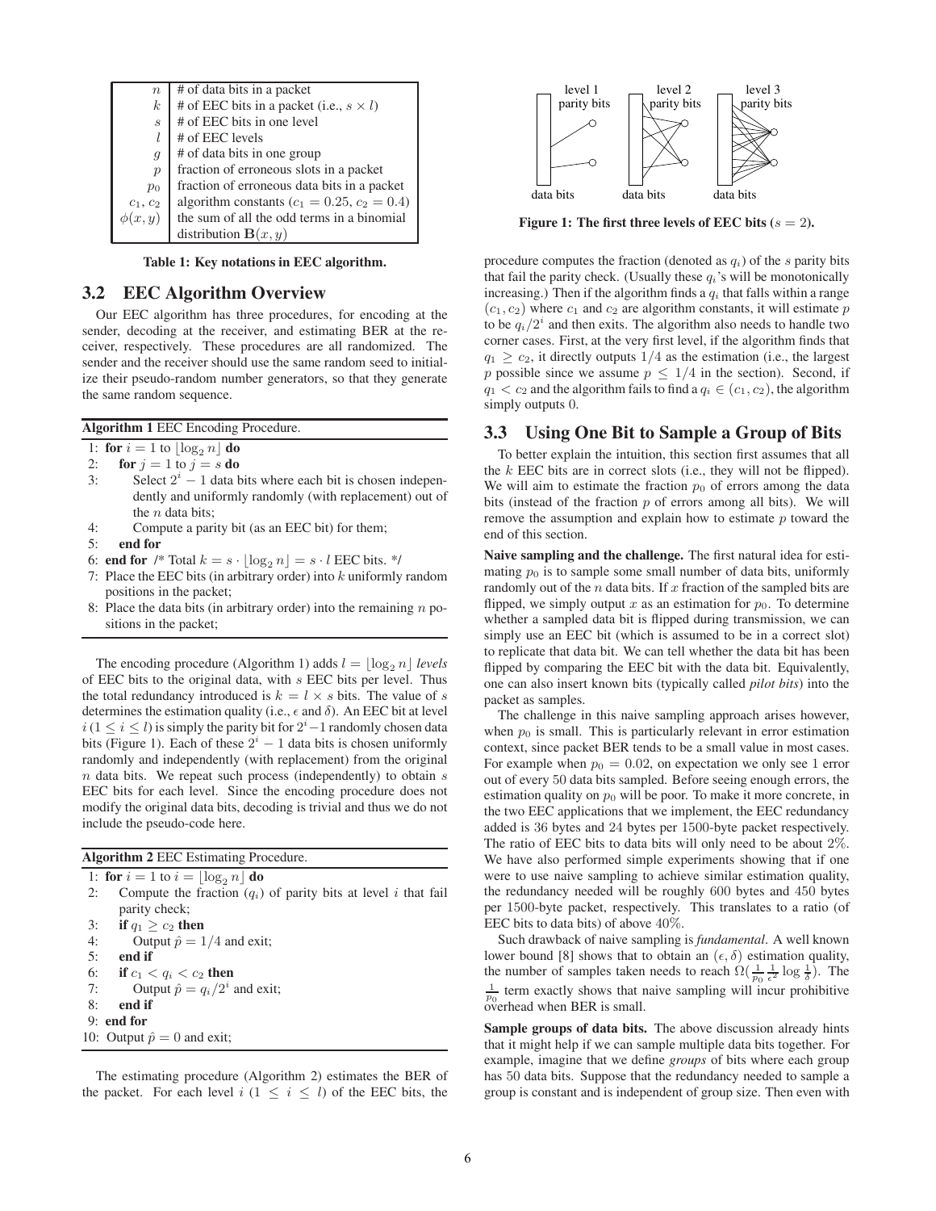| | |
|---|---|
| $n$ | # of data bits in a packet |
| $k$ | # of EEC bits in a packet (i.e., $s \times l$) |
| $s$ | # of EEC bits in one level |
| $l$ | # of EEC levels |
| $g$ | # of data bits in one group |
| $p$ | fraction of erroneous slots in a packet |
| $p_0$ | fraction of erroneous data bits in a packet |
| $c_1, c_2$ | algorithm constants ($c_1 = 0.25$, $c_2 = 0.4$) |
| $\phi(x, y)$ | the sum of all the odd terms in a binomial distribution $\mathbf{B}(x, y)$ |

**Table 1: Key notations in EEC algorithm.**

## 3.2 EEC Algorithm Overview

Our EEC algorithm has three procedures, for encoding at the sender, decoding at the receiver, and estimating BER at the receiver, respectively. These procedures are all randomized. The sender and the receiver should use the same random seed to initialize their pseudo-random number generators, so that they generate the same random sequence.

**Algorithm 1** EEC Encoding Procedure.

```
1: for i = 1 to ⌊log_2 n⌋ do
2:    for j = 1 to j = s do
3:       Select 2^i − 1 data bits where each bit is chosen independently and uniformly randomly (with replacement) out of the n data bits;
4:       Compute a parity bit (as an EEC bit) for them;
5:    end for
6: end for /* Total k = s · ⌊log_2 n⌋ = s · l EEC bits. */
7: Place the EEC bits (in arbitrary order) into k uniformly random positions in the packet;
8: Place the data bits (in arbitrary order) into the remaining n positions in the packet;
```

The encoding procedure (Algorithm 1) adds $l = \lfloor \log_2 n \rfloor$ *levels* of EEC bits to the original data, with $s$ EEC bits per level. Thus the total redundancy introduced is $k = l \times s$ bits. The value of $s$ determines the estimation quality (i.e., $\epsilon$ and $\delta$). An EEC bit at level $i$ ($1 \leq i \leq l$) is simply the parity bit for $2^i - 1$ randomly chosen data bits (Figure 1). Each of these $2^i - 1$ data bits is chosen uniformly randomly and independently (with replacement) from the original $n$ data bits. We repeat such process (independently) to obtain $s$ EEC bits for each level. Since the encoding procedure does not modify the original data bits, decoding is trivial and thus we do not include the pseudo-code here.

**Algorithm 2** EEC Estimating Procedure.

```
1: for i = 1 to i = ⌊log_2 n⌋ do
2:    Compute the fraction (q_i) of parity bits at level i that fail parity check;
3:    if q_1 ≥ c_2 then
4:       Output p̂ = 1/4 and exit;
5:    end if
6:    if c_1 < q_i < c_2 then
7:       Output p̂ = q_i/2^i and exit;
8:    end if
9: end for
10: Output p̂ = 0 and exit;
```

The estimating procedure (Algorithm 2) estimates the BER of the packet. For each level $i$ ($1 \leq i \leq l$) of the EEC bits, the procedure computes the fraction (denoted as $q_i$) of the $s$ parity bits that fail the parity check. (Usually these $q_i$'s will be monotonically increasing.) Then if the algorithm finds a $q_i$ that falls within a range $(c_1, c_2)$ where $c_1$ and $c_2$ are algorithm constants, it will estimate $p$ to be $q_i/2^i$ and then exits. The algorithm also needs to handle two corner cases. First, at the very first level, if the algorithm finds that $q_1 \geq c_2$, it directly outputs $1/4$ as the estimation (i.e., the largest $p$ possible since we assume $p \leq 1/4$ in the section). Second, if $q_1 < c_2$ and the algorithm fails to find a $q_i \in (c_1, c_2)$, the algorithm simply outputs 0.

level 1 parity bits — level 2 parity bits — level 3 parity bits; data bits

**Figure 1: The first three levels of EEC bits ($s = 2$).**

## 3.3 Using One Bit to Sample a Group of Bits

To better explain the intuition, this section first assumes that all the $k$ EEC bits are in correct slots (i.e., they will not be flipped). We will aim to estimate the fraction $p_0$ of errors among the data bits (instead of the fraction $p$ of errors among all bits). We will remove the assumption and explain how to estimate $p$ toward the end of this section.

**Naive sampling and the challenge.** The first natural idea for estimating $p_0$ is to sample some small number of data bits, uniformly randomly out of the $n$ data bits. If $x$ fraction of the sampled bits are flipped, we simply output $x$ as an estimation for $p_0$. To determine whether a sampled data bit is flipped during transmission, we can simply use an EEC bit (which is assumed to be in a correct slot) to replicate that data bit. We can tell whether the data bit has been flipped by comparing the EEC bit with the data bit. Equivalently, one can also insert known bits (typically called *pilot bits*) into the packet as samples.

The challenge in this naive sampling approach arises however, when $p_0$ is small. This is particularly relevant in error estimation context, since packet BER tends to be a small value in most cases. For example when $p_0 = 0.02$, on expectation we only see 1 error out of every 50 data bits sampled. Before seeing enough errors, the estimation quality on $p_0$ will be poor. To make it more concrete, in the two EEC applications that we implement, the EEC redundancy added is 36 bytes and 24 bytes per 1500-byte packet respectively. The ratio of EEC bits to data bits will only need to be about 2%. We have also performed simple experiments showing that if one were to use naive sampling to achieve similar estimation quality, the redundancy needed will be roughly 600 bytes and 450 bytes per 1500-byte packet, respectively. This translates to a ratio (of EEC bits to data bits) of above 40%.

Such drawback of naive sampling is *fundamental*. A well known lower bound [8] shows that to obtain an $(\epsilon, \delta)$ estimation quality, the number of samples taken needs to reach $\Omega(\frac{1}{p_0}\frac{1}{\epsilon^2}\log\frac{1}{\delta})$. The $\frac{1}{p_0}$ term exactly shows that naive sampling will incur prohibitive overhead when BER is small.

**Sample groups of data bits.** The above discussion already hints that it might help if we can sample multiple data bits together. For example, imagine that we define *groups* of bits where each group has 50 data bits. Suppose that the redundancy needed to sample a group is constant and is independent of group size. Then even with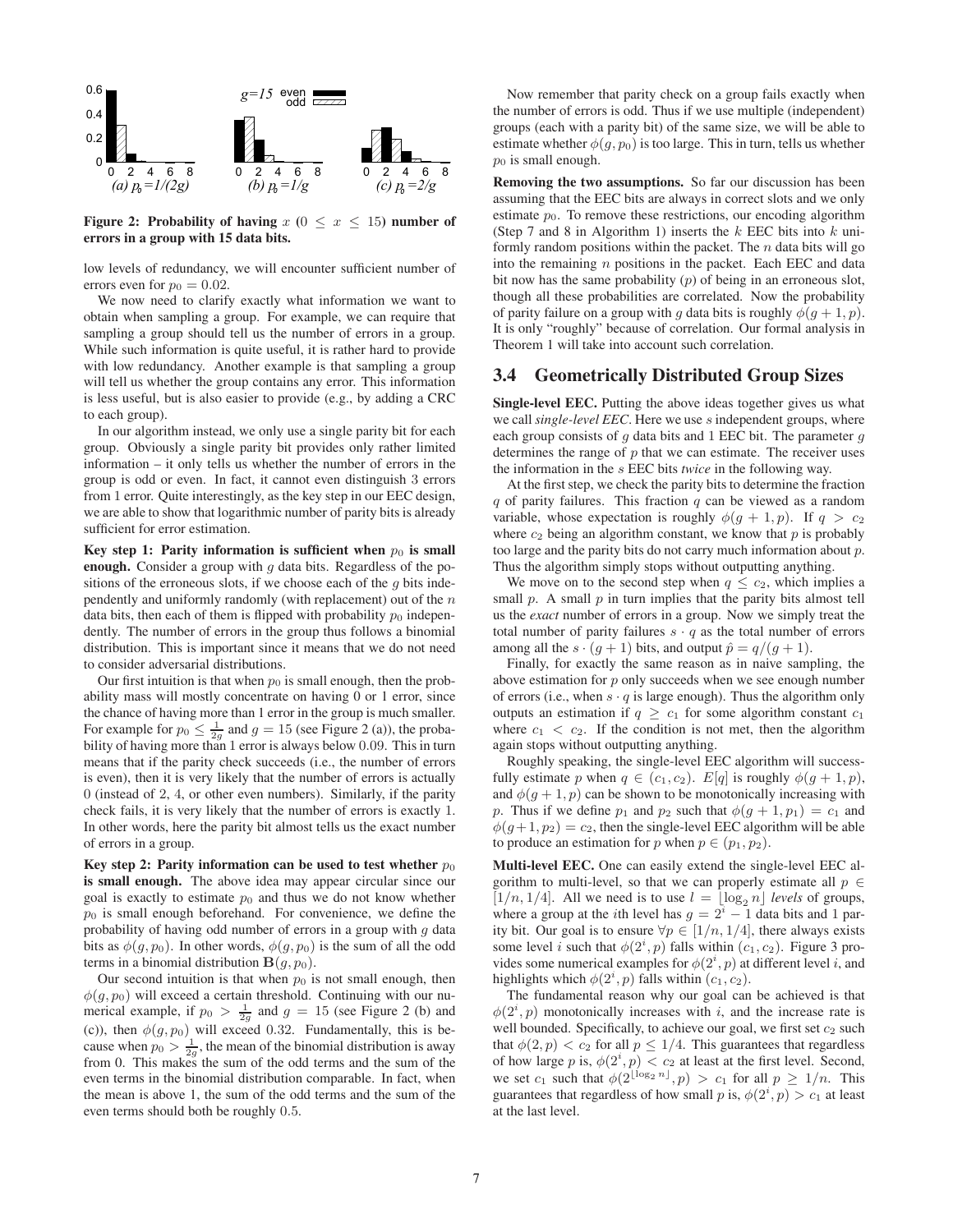Figure 2: Probability of having $x$ ($0 \le x \le 15$) number of errors in a group with 15 data bits.

low levels of redundancy, we will encounter sufficient number of errors even for $p_0 = 0.02$.

We now need to clarify exactly what information we want to obtain when sampling a group. For example, we can require that sampling a group should tell us the number of errors in a group. While such information is quite useful, it is rather hard to provide with low redundancy. Another example is that sampling a group will tell us whether the group contains any error. This information is less useful, but is also easier to provide (e.g., by adding a CRC to each group).

In our algorithm instead, we only use a single parity bit for each group. Obviously a single parity bit provides only rather limited information – it only tells us whether the number of errors in the group is odd or even. In fact, it cannot even distinguish 3 errors from 1 error. Quite interestingly, as the key step in our EEC design, we are able to show that logarithmic number of parity bits is already sufficient for error estimation.

**Key step 1: Parity information is sufficient when $p_0$ is small enough.** Consider a group with $g$ data bits. Regardless of the positions of the erroneous slots, if we choose each of the $g$ bits independently and uniformly randomly (with replacement) out of the $n$ data bits, then each of them is flipped with probability $p_0$ independently. The number of errors in the group thus follows a binomial distribution. This is important since it means that we do not need to consider adversarial distributions.

Our first intuition is that when $p_0$ is small enough, then the probability mass will mostly concentrate on having 0 or 1 error, since the chance of having more than 1 error in the group is much smaller. For example for $p_0 \le \frac{1}{2g}$ and $g = 15$ (see Figure 2 (a)), the probability of having more than 1 error is always below 0.09. This in turn means that if the parity check succeeds (i.e., the number of errors is even), then it is very likely that the number of errors is actually 0 (instead of 2, 4, or other even numbers). Similarly, if the parity check fails, it is very likely that the number of errors is exactly 1. In other words, here the parity bit almost tells us the exact number of errors in a group.

**Key step 2: Parity information can be used to test whether $p_0$ is small enough.** The above idea may appear circular since our goal is exactly to estimate $p_0$ and thus we do not know whether $p_0$ is small enough beforehand. For convenience, we define the probability of having odd number of errors in a group with $g$ data bits as $\phi(g, p_0)$. In other words, $\phi(g, p_0)$ is the sum of all the odd terms in a binomial distribution $\mathbf{B}(g, p_0)$.

Our second intuition is that when $p_0$ is not small enough, then $\phi(g, p_0)$ will exceed a certain threshold. Continuing with our numerical example, if $p_0 > \frac{1}{2g}$ and $g = 15$ (see Figure 2 (b) and (c)), then $\phi(g, p_0)$ will exceed 0.32. Fundamentally, this is because when $p_0 > \frac{1}{2g}$, the mean of the binomial distribution is away from 0. This makes the sum of the odd terms and the sum of the even terms in the binomial distribution comparable. In fact, when the mean is above 1, the sum of the odd terms and the sum of the even terms should both be roughly 0.5.

Now remember that parity check on a group fails exactly when the number of errors is odd. Thus if we use multiple (independent) groups (each with a parity bit) of the same size, we will be able to estimate whether $\phi(g, p_0)$ is too large. This in turn, tells us whether $p_0$ is small enough.

**Removing the two assumptions.** So far our discussion has been assuming that the EEC bits are always in correct slots and we only estimate $p_0$. To remove these restrictions, our encoding algorithm (Step 7 and 8 in Algorithm 1) inserts the $k$ EEC bits into $k$ uniformly random positions within the packet. The $n$ data bits will go into the remaining $n$ positions in the packet. Each EEC and data bit now has the same probability ($p$) of being in an erroneous slot, though all these probabilities are correlated. Now the probability of parity failure on a group with $g$ data bits is roughly $\phi(g+1, p)$. It is only "roughly" because of correlation. Our formal analysis in Theorem 1 will take into account such correlation.

## 3.4 Geometrically Distributed Group Sizes

**Single-level EEC.** Putting the above ideas together gives us what we call *single-level EEC*. Here we use $s$ independent groups, where each group consists of $g$ data bits and 1 EEC bit. The parameter $g$ determines the range of $p$ that we can estimate. The receiver uses the information in the $s$ EEC bits *twice* in the following way.

At the first step, we check the parity bits to determine the fraction $q$ of parity failures. This fraction $q$ can be viewed as a random variable, whose expectation is roughly $\phi(g+1, p)$. If $q > c_2$ where $c_2$ being an algorithm constant, we know that $p$ is probably too large and the parity bits do not carry much information about $p$. Thus the algorithm simply stops without outputting anything.

We move on to the second step when $q \le c_2$, which implies a small $p$. A small $p$ in turn implies that the parity bits almost tell us the *exact* number of errors in a group. Now we simply treat the total number of parity failures $s \cdot q$ as the total number of errors among all the $s \cdot (g+1)$ bits, and output $\hat{p} = q/(g+1)$.

Finally, for exactly the same reason as in naive sampling, the above estimation for $p$ only succeeds when we see enough number of errors (i.e., when $s \cdot q$ is large enough). Thus the algorithm only outputs an estimation if $q \ge c_1$ for some algorithm constant $c_1$ where $c_1 < c_2$. If the condition is not met, then the algorithm again stops without outputting anything.

Roughly speaking, the single-level EEC algorithm will successfully estimate $p$ when $q \in (c_1, c_2)$. $E[q]$ is roughly $\phi(g+1, p)$, and $\phi(g+1, p)$ can be shown to be monotonically increasing with $p$. Thus if we define $p_1$ and $p_2$ such that $\phi(g+1, p_1) = c_1$ and $\phi(g+1, p_2) = c_2$, then the single-level EEC algorithm will be able to produce an estimation for $p$ when $p \in (p_1, p_2)$.

**Multi-level EEC.** One can easily extend the single-level EEC algorithm to multi-level, so that we can properly estimate all $p \in [1/n, 1/4]$. All we need is to use $l = \lfloor \log_2 n \rfloor$ *levels* of groups, where a group at the $i$th level has $g = 2^i - 1$ data bits and 1 parity bit. Our goal is to ensure $\forall p \in [1/n, 1/4]$, there always exists some level $i$ such that $\phi(2^i, p)$ falls within $(c_1, c_2)$. Figure 3 provides some numerical examples for $\phi(2^i, p)$ at different level $i$, and highlights which $\phi(2^i, p)$ falls within $(c_1, c_2)$.

The fundamental reason why our goal can be achieved is that $\phi(2^i, p)$ monotonically increases with $i$, and the increase rate is well bounded. Specifically, to achieve our goal, we first set $c_2$ such that $\phi(2, p) < c_2$ for all $p \le 1/4$. This guarantees that regardless of how large $p$ is, $\phi(2^i, p) < c_2$ at least at the first level. Second, we set $c_1$ such that $\phi(2^{\lfloor \log_2 n \rfloor}, p) > c_1$ for all $p \ge 1/n$. This guarantees that regardless of how small $p$ is, $\phi(2^i, p) > c_1$ at least at the last level.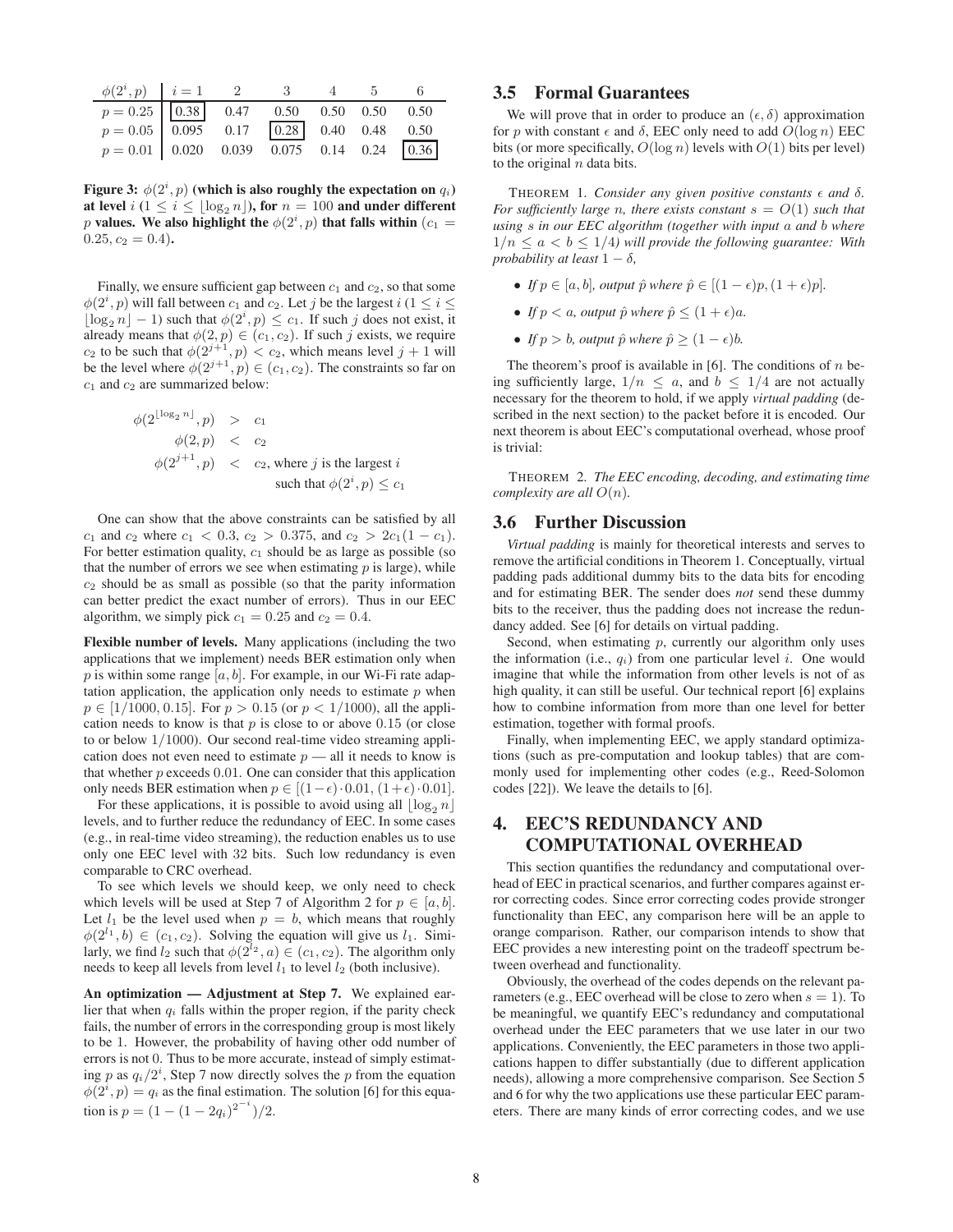| $\phi(2^i, p)$ | $i = 1$ | 2 | 3 | 4 | 5 | 6 |
|---|---|---|---|---|---|---|
| $p = 0.25$ | **0.38** | 0.47 | 0.50 | 0.50 | 0.50 | 0.50 |
| $p = 0.05$ | 0.095 | 0.17 | **0.28** | 0.40 | 0.48 | 0.50 |
| $p = 0.01$ | 0.020 | 0.039 | 0.075 | 0.14 | 0.24 | **0.36** |

**Figure 3: $\phi(2^i, p)$ (which is also roughly the expectation on $q_i$) at level $i$ ($1 \le i \le \lfloor \log_2 n \rfloor$), for $n = 100$ and under different $p$ values. We also highlight the $\phi(2^i, p)$ that falls within ($c_1 = 0.25, c_2 = 0.4$).**

Finally, we ensure sufficient gap between $c_1$ and $c_2$, so that some $\phi(2^i, p)$ will fall between $c_1$ and $c_2$. Let $j$ be the largest $i$ ($1 \le i \le \lfloor \log_2 n \rfloor - 1$) such that $\phi(2^i, p) \le c_1$. If such $j$ does not exist, it already means that $\phi(2, p) \in (c_1, c_2)$. If such $j$ exists, we require $c_2$ to be such that $\phi(2^{j+1}, p) < c_2$, which means level $j + 1$ will be the level where $\phi(2^{j+1}, p) \in (c_1, c_2)$. The constraints so far on $c_1$ and $c_2$ are summarized below:

$$
\begin{aligned}
\phi(2^{\lfloor \log_2 n \rfloor}, p) &> c_1 \\
\phi(2, p) &< c_2 \\
\phi(2^{j+1}, p) &< c_2, \text{ where } j \text{ is the largest } i \\
& \qquad \text{such that } \phi(2^i, p) \le c_1
\end{aligned}
$$

One can show that the above constraints can be satisfied by all $c_1$ and $c_2$ where $c_1 < 0.3$, $c_2 > 0.375$, and $c_2 > 2c_1(1 - c_1)$. For better estimation quality, $c_1$ should be as large as possible (so that the number of errors we see when estimating $p$ is large), while $c_2$ should be as small as possible (so that the parity information can better predict the exact number of errors). Thus in our EEC algorithm, we simply pick $c_1 = 0.25$ and $c_2 = 0.4$.

**Flexible number of levels.** Many applications (including the two applications that we implement) needs BER estimation only when $p$ is within some range $[a, b]$. For example, in our Wi-Fi rate adaptation application, the application only needs to estimate $p$ when $p \in [1/1000, 0.15]$. For $p > 0.15$ (or $p < 1/1000$), all the application needs to know is that $p$ is close to or above $0.15$ (or close to or below $1/1000$). Our second real-time video streaming application does not even need to estimate $p$ — all it needs to know is that whether $p$ exceeds $0.01$. One can consider that this application only needs BER estimation when $p \in [(1-\epsilon) \cdot 0.01, (1+\epsilon) \cdot 0.01]$.

For these applications, it is possible to avoid using all $\lfloor \log_2 n \rfloor$ levels, and to further reduce the redundancy of EEC. In some cases (e.g., in real-time video streaming), the reduction enables us to use only one EEC level with 32 bits. Such low redundancy is even comparable to CRC overhead.

To see which levels we should keep, we only need to check which levels will be used at Step 7 of Algorithm 2 for $p \in [a, b]$. Let $l_1$ be the level used when $p = b$, which means that roughly $\phi(2^{l_1}, b) \in (c_1, c_2)$. Solving the equation will give us $l_1$. Similarly, we find $l_2$ such that $\phi(2^{l_2}, a) \in (c_1, c_2)$. The algorithm only needs to keep all levels from level $l_1$ to level $l_2$ (both inclusive).

**An optimization — Adjustment at Step 7.** We explained earlier that when $q_i$ falls within the proper region, if the parity check fails, the number of errors in the corresponding group is most likely to be 1. However, the probability of having other odd number of errors is not 0. Thus to be more accurate, instead of simply estimating $p$ as $q_i/2^i$, Step 7 now directly solves the $p$ from the equation $\phi(2^i, p) = q_i$ as the final estimation. The solution [6] for this equation is $p = (1 - (1 - 2q_i)^{2^{-i}})/2$.

## 3.5 Formal Guarantees

We will prove that in order to produce an $(\epsilon, \delta)$ approximation for $p$ with constant $\epsilon$ and $\delta$, EEC only need to add $O(\log n)$ EEC bits (or more specifically, $O(\log n)$ levels with $O(1)$ bits per level) to the original $n$ data bits.

THEOREM 1. *Consider any given positive constants $\epsilon$ and $\delta$. For sufficiently large $n$, there exists constant $s = O(1)$ such that using $s$ in our EEC algorithm (together with input $a$ and $b$ where $1/n \le a < b \le 1/4$) will provide the following guarantee: With probability at least $1 - \delta$,*

- *If $p \in [a, b]$, output $\hat{p}$ where $\hat{p} \in [(1 - \epsilon)p, (1 + \epsilon)p]$.*
- *If $p < a$, output $\hat{p}$ where $\hat{p} \le (1 + \epsilon)a$.*
- *If $p > b$, output $\hat{p}$ where $\hat{p} \ge (1 - \epsilon)b$.*

The theorem's proof is available in [6]. The conditions of $n$ being sufficiently large, $1/n \le a$, and $b \le 1/4$ are not actually necessary for the theorem to hold, if we apply *virtual padding* (described in the next section) to the packet before it is encoded. Our next theorem is about EEC's computational overhead, whose proof is trivial:

THEOREM 2. *The EEC encoding, decoding, and estimating time complexity are all $O(n)$.*

## 3.6 Further Discussion

*Virtual padding* is mainly for theoretical interests and serves to remove the artificial conditions in Theorem 1. Conceptually, virtual padding pads additional dummy bits to the data bits for encoding and for estimating BER. The sender does *not* send these dummy bits to the receiver, thus the padding does not increase the redundancy added. See [6] for details on virtual padding.

Second, when estimating $p$, currently our algorithm only uses the information (i.e., $q_i$) from one particular level $i$. One would imagine that while the information from other levels is not of as high quality, it can still be useful. Our technical report [6] explains how to combine information from more than one level for better estimation, together with formal proofs.

Finally, when implementing EEC, we apply standard optimizations (such as pre-computation and lookup tables) that are commonly used for implementing other codes (e.g., Reed-Solomon codes [22]). We leave the details to [6].

# 4. EEC'S REDUNDANCY AND COMPUTATIONAL OVERHEAD

This section quantifies the redundancy and computational overhead of EEC in practical scenarios, and further compares against error correcting codes. Since error correcting codes provide stronger functionality than EEC, any comparison here will be an apple to orange comparison. Rather, our comparison intends to show that EEC provides a new interesting point on the tradeoff spectrum between overhead and functionality.

Obviously, the overhead of the codes depends on the relevant parameters (e.g., EEC overhead will be close to zero when $s = 1$). To be meaningful, we quantify EEC's redundancy and computational overhead under the EEC parameters that we use later in our two applications. Conveniently, the EEC parameters in those two applications happen to differ substantially (due to different application needs), allowing a more comprehensive comparison. See Section 5 and 6 for why the two applications use these particular EEC parameters. There are many kinds of error correcting codes, and we use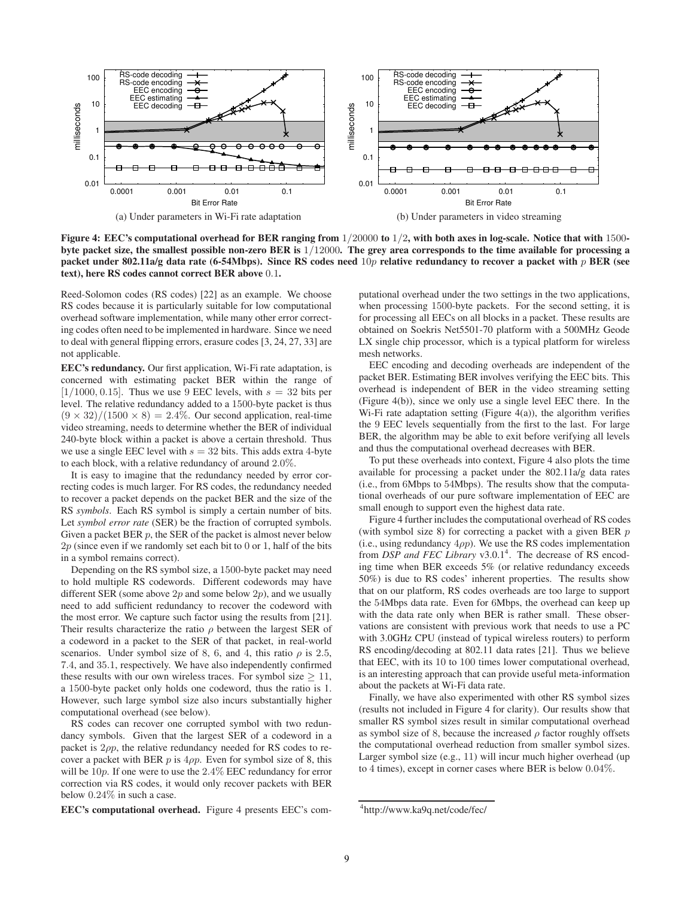Figure 4: EEC's computational overhead for BER ranging from $1/20000$ to $1/2$, with both axes in log-scale. Notice that with 1500-byte packet size, the smallest possible non-zero BER is $1/12000$. The grey area corresponds to the time available for processing a packet under 802.11a/g data rate (6-54Mbps). Since RS codes need $10p$ relative redundancy to recover a packet with $p$ BER (see text), here RS codes cannot correct BER above $0.1$.

(a) Under parameters in Wi-Fi rate adaptation

(b) Under parameters in video streaming

Reed-Solomon codes (RS codes) [22] as an example. We choose RS codes because it is particularly suitable for low computational overhead software implementation, while many other error correcting codes often need to be implemented in hardware. Since we need to deal with general flipping errors, erasure codes [3, 24, 27, 33] are not applicable.

**EEC's redundancy.** Our first application, Wi-Fi rate adaptation, is concerned with estimating packet BER within the range of $[1/1000, 0.15]$. Thus we use 9 EEC levels, with $s = 32$ bits per level. The relative redundancy added to a 1500-byte packet is thus $(9 \times 32)/(1500 \times 8) = 2.4\%$. Our second application, real-time video streaming, needs to determine whether the BER of individual 240-byte block within a packet is above a certain threshold. Thus we use a single EEC level with $s = 32$ bits. This adds extra 4-byte to each block, with a relative redundancy of around $2.0\%$.

It is easy to imagine that the redundancy needed by error correcting codes is much larger. For RS codes, the redundancy needed to recover a packet depends on the packet BER and the size of the RS *symbols*. Each RS symbol is simply a certain number of bits. Let *symbol error rate* (SER) be the fraction of corrupted symbols. Given a packet BER $p$, the SER of the packet is almost never below $2p$ (since even if we randomly set each bit to 0 or 1, half of the bits in a symbol remains correct).

Depending on the RS symbol size, a 1500-byte packet may need to hold multiple RS codewords. Different codewords may have different SER (some above $2p$ and some below $2p$), and we usually need to add sufficient redundancy to recover the codeword with the most error. We capture such factor using the results from [21]. Their results characterize the ratio $\rho$ between the largest SER of a codeword in a packet to the SER of that packet, in real-world scenarios. Under symbol size of 8, 6, and 4, this ratio $\rho$ is 2.5, 7.4, and 35.1, respectively. We have also independently confirmed these results with our own wireless traces. For symbol size $\geq 11$, a 1500-byte packet only holds one codeword, thus the ratio is 1. However, such large symbol size also incurs substantially higher computational overhead (see below).

RS codes can recover one corrupted symbol with two redundancy symbols. Given that the largest SER of a codeword in a packet is $2\rho p$, the relative redundancy needed for RS codes to recover a packet with BER $p$ is $4\rho p$. Even for symbol size of 8, this will be $10p$. If one were to use the $2.4\%$ EEC redundancy for error correction via RS codes, it would only recover packets with BER below $0.24\%$ in such a case.

**EEC's computational overhead.** Figure 4 presents EEC's computational overhead under the two settings in the two applications, when processing 1500-byte packets. For the second setting, it is for processing all EECs on all blocks in a packet. These results are obtained on Soekris Net5501-70 platform with a 500MHz Geode LX single chip processor, which is a typical platform for wireless mesh networks.

EEC encoding and decoding overheads are independent of the packet BER. Estimating BER involves verifying the EEC bits. This overhead is independent of BER in the video streaming setting (Figure 4(b)), since we only use a single level EEC there. In the Wi-Fi rate adaptation setting (Figure 4(a)), the algorithm verifies the 9 EEC levels sequentially from the first to the last. For large BER, the algorithm may be able to exit before verifying all levels and thus the computational overhead decreases with BER.

To put these overheads into context, Figure 4 also plots the time available for processing a packet under the 802.11a/g data rates (i.e., from 6Mbps to 54Mbps). The results show that the computational overheads of our pure software implementation of EEC are small enough to support even the highest data rate.

Figure 4 further includes the computational overhead of RS codes (with symbol size 8) for correcting a packet with a given BER $p$ (i.e., using redundancy $4\rho p$). We use the RS codes implementation from *DSP and FEC Library* v3.0.1[4]. The decrease of RS encoding time when BER exceeds 5% (or relative redundancy exceeds 50%) is due to RS codes' inherent properties. The results show that on our platform, RS codes overheads are too large to support the 54Mbps data rate. Even for 6Mbps, the overhead can keep up with the data rate only when BER is rather small. These observations are consistent with previous work that needs to use a PC with 3.0GHz CPU (instead of typical wireless routers) to perform RS encoding/decoding at 802.11 data rates [21]. Thus we believe that EEC, with its 10 to 100 times lower computational overhead, is an interesting approach that can provide useful meta-information about the packets at Wi-Fi data rate.

Finally, we have also experimented with other RS symbol sizes (results not included in Figure 4 for clarity). Our results show that smaller RS symbol sizes result in similar computational overhead as symbol size of 8, because the increased $\rho$ factor roughly offsets the computational overhead reduction from smaller symbol sizes. Larger symbol size (e.g., 11) will incur much higher overhead (up to 4 times), except in corner cases where BER is below $0.04\%$.

[4] http://www.ka9q.net/code/fec/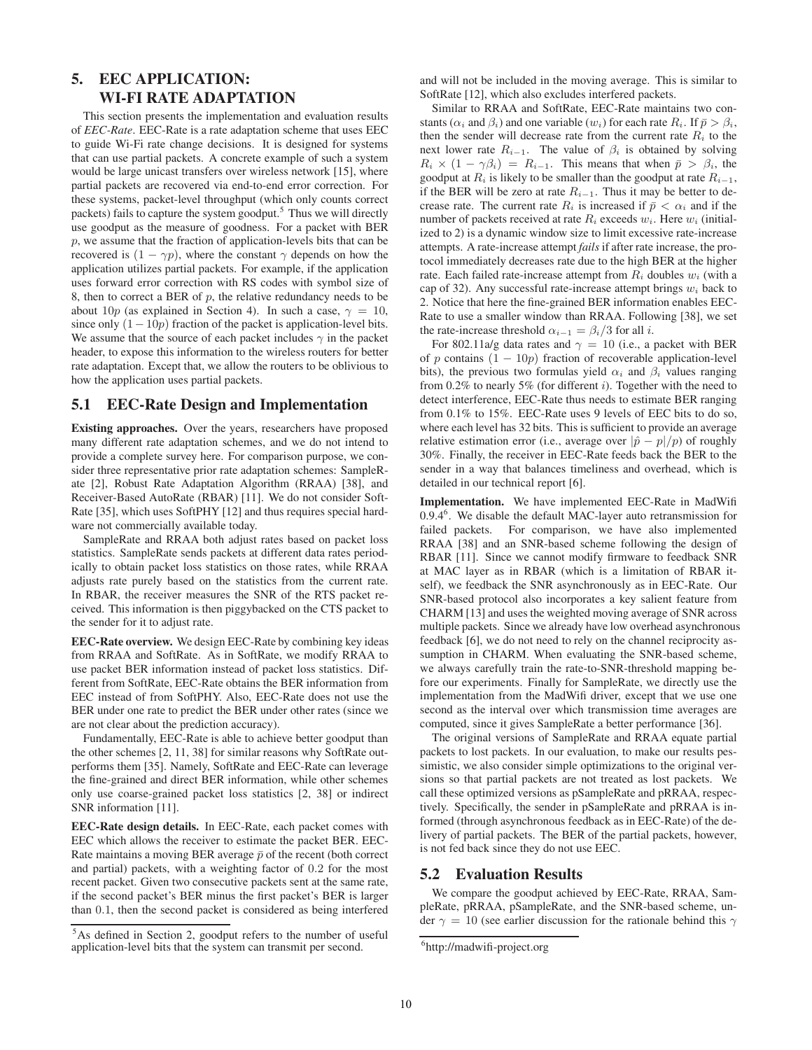## 5. EEC APPLICATION: WI-FI RATE ADAPTATION

This section presents the implementation and evaluation results of *EEC-Rate*. EEC-Rate is a rate adaptation scheme that uses EEC to guide Wi-Fi rate change decisions. It is designed for systems that can use partial packets. A concrete example of such a system would be large unicast transfers over wireless network [15], where partial packets are recovered via end-to-end error correction. For these systems, packet-level throughput (which only counts correct packets) fails to capture the system goodput.[5] Thus we will directly use goodput as the measure of goodness. For a packet with BER $p$, we assume that the fraction of application-levels bits that can be recovered is $(1 - \gamma p)$, where the constant $\gamma$ depends on how the application utilizes partial packets. For example, if the application uses forward error correction with RS codes with symbol size of 8, then to correct a BER of $p$, the relative redundancy needs to be about $10p$ (as explained in Section 4). In such a case, $\gamma = 10$, since only $(1 - 10p)$ fraction of the packet is application-level bits. We assume that the source of each packet includes $\gamma$ in the packet header, to expose this information to the wireless routers for better rate adaptation. Except that, we allow the routers to be oblivious to how the application uses partial packets.

### 5.1 EEC-Rate Design and Implementation

**Existing approaches.** Over the years, researchers have proposed many different rate adaptation schemes, and we do not intend to provide a complete survey here. For comparison purpose, we consider three representative prior rate adaptation schemes: SampleRate [2], Robust Rate Adaptation Algorithm (RRAA) [38], and Receiver-Based AutoRate (RBAR) [11]. We do not consider SoftRate [35], which uses SoftPHY [12] and thus requires special hardware not commercially available today.

SampleRate and RRAA both adjust rates based on packet loss statistics. SampleRate sends packets at different data rates periodically to obtain packet loss statistics on those rates, while RRAA adjusts rate purely based on the statistics from the current rate. In RBAR, the receiver measures the SNR of the RTS packet received. This information is then piggybacked on the CTS packet to the sender for it to adjust rate.

**EEC-Rate overview.** We design EEC-Rate by combining key ideas from RRAA and SoftRate. As in SoftRate, we modify RRAA to use packet BER information instead of packet loss statistics. Different from SoftRate, EEC-Rate obtains the BER information from EEC instead of from SoftPHY. Also, EEC-Rate does not use the BER under one rate to predict the BER under other rates (since we are not clear about the prediction accuracy).

Fundamentally, EEC-Rate is able to achieve better goodput than the other schemes [2, 11, 38] for similar reasons why SoftRate outperforms them [35]. Namely, SoftRate and EEC-Rate can leverage the fine-grained and direct BER information, while other schemes only use coarse-grained packet loss statistics [2, 38] or indirect SNR information [11].

**EEC-Rate design details.** In EEC-Rate, each packet comes with EEC which allows the receiver to estimate the packet BER. EEC-Rate maintains a moving BER average $\bar{p}$ of the recent (both correct and partial) packets, with a weighting factor of 0.2 for the most recent packet. Given two consecutive packets sent at the same rate, if the second packet's BER minus the first packet's BER is larger than 0.1, then the second packet is considered as being interfered and will not be included in the moving average. This is similar to SoftRate [12], which also excludes interfered packets.

Similar to RRAA and SoftRate, EEC-Rate maintains two constants ($\alpha_i$ and $\beta_i$) and one variable ($w_i$) for each rate $R_i$. If $\bar{p} > \beta_i$, then the sender will decrease rate from the current rate $R_i$ to the next lower rate $R_{i-1}$. The value of $\beta_i$ is obtained by solving $R_i \times (1 - \gamma\beta_i) = R_{i-1}$. This means that when $\bar{p} > \beta_i$, the goodput at $R_i$ is likely to be smaller than the goodput at rate $R_{i-1}$, if the BER will be zero at rate $R_{i-1}$. Thus it may be better to decrease rate. The current rate $R_i$ is increased if $\bar{p} < \alpha_i$ and if the number of packets received at rate $R_i$ exceeds $w_i$. Here $w_i$ (initialized to 2) is a dynamic window size to limit excessive rate-increase attempts. A rate-increase attempt *fails* if after rate increase, the protocol immediately decreases rate due to the high BER at the higher rate. Each failed rate-increase attempt from $R_i$ doubles $w_i$ (with a cap of 32). Any successful rate-increase attempt brings $w_i$ back to 2. Notice that here the fine-grained BER information enables EEC-Rate to use a smaller window than RRAA. Following [38], we set the rate-increase threshold $\alpha_{i-1} = \beta_i/3$ for all $i$.

For 802.11a/g data rates and $\gamma = 10$ (i.e., a packet with BER of $p$ contains $(1 - 10p)$ fraction of recoverable application-level bits), the previous two formulas yield $\alpha_i$ and $\beta_i$ values ranging from 0.2% to nearly 5% (for different $i$). Together with the need to detect interference, EEC-Rate thus needs to estimate BER ranging from 0.1% to 15%. EEC-Rate uses 9 levels of EEC bits to do so, where each level has 32 bits. This is sufficient to provide an average relative estimation error (i.e., average over $|\hat{p} - p|/p$) of roughly 30%. Finally, the receiver in EEC-Rate feeds back the BER to the sender in a way that balances timeliness and overhead, which is detailed in our technical report [6].

**Implementation.** We have implemented EEC-Rate in MadWifi 0.9.4[6]. We disable the default MAC-layer auto retransmission for failed packets. For comparison, we have also implemented RRAA [38] and an SNR-based scheme following the design of RBAR [11]. Since we cannot modify firmware to feedback SNR at MAC layer as in RBAR (which is a limitation of RBAR itself), we feedback the SNR asynchronously as in EEC-Rate. Our SNR-based protocol also incorporates a key salient feature from CHARM [13] and uses the weighted moving average of SNR across multiple packets. Since we already have low overhead asynchronous feedback [6], we do not need to rely on the channel reciprocity assumption in CHARM. When evaluating the SNR-based scheme, we always carefully train the rate-to-SNR-threshold mapping before our experiments. Finally for SampleRate, we directly use the implementation from the MadWifi driver, except that we use one second as the interval over which transmission time averages are computed, since it gives SampleRate a better performance [36].

The original versions of SampleRate and RRAA equate partial packets to lost packets. In our evaluation, to make our results pessimistic, we also consider simple optimizations to the original versions so that partial packets are not treated as lost packets. We call these optimized versions as pSampleRate and pRRAA, respectively. Specifically, the sender in pSampleRate and pRRAA is informed (through asynchronous feedback as in EEC-Rate) of the delivery of partial packets. The BER of the partial packets, however, is not fed back since they do not use EEC.

### 5.2 Evaluation Results

We compare the goodput achieved by EEC-Rate, RRAA, SampleRate, pRRAA, pSampleRate, and the SNR-based scheme, under $\gamma = 10$ (see earlier discussion for the rationale behind this $\gamma$

[5] As defined in Section 2, goodput refers to the number of useful application-level bits that the system can transmit per second.

[6] http://madwifi-project.org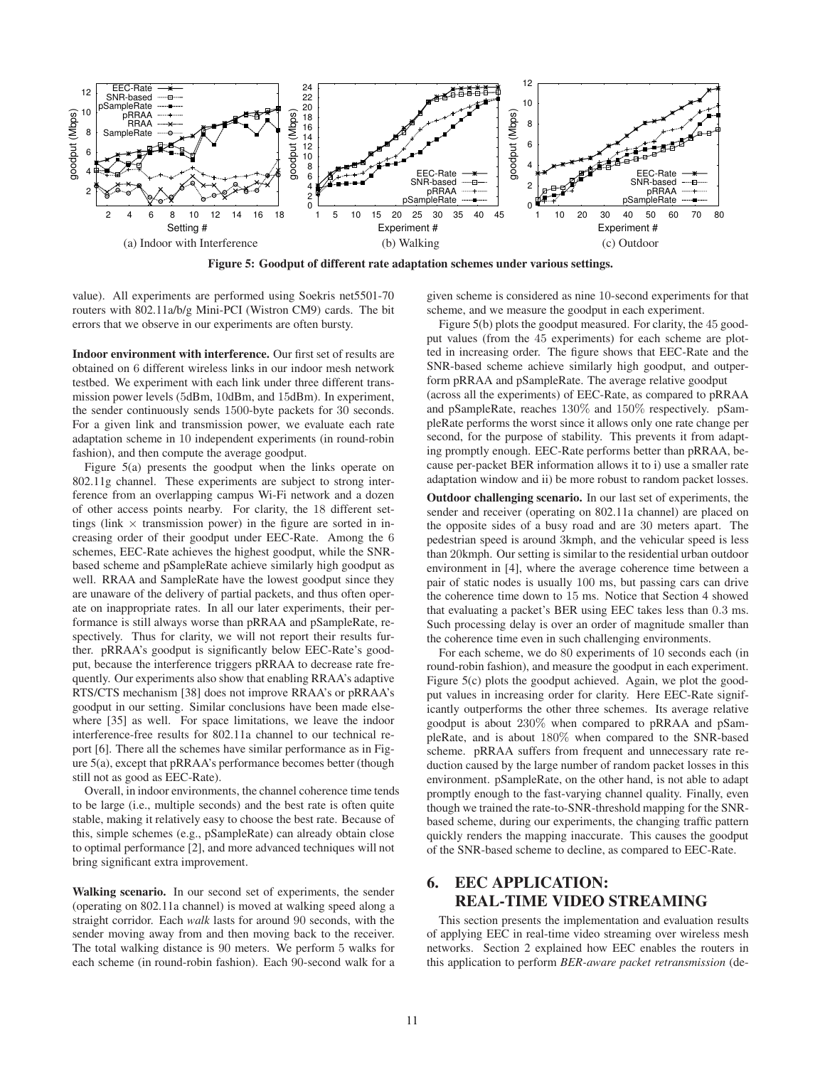Figure 5: Goodput of different rate adaptation schemes under various settings.

value). All experiments are performed using Soekris net5501-70 routers with 802.11a/b/g Mini-PCI (Wistron CM9) cards. The bit errors that we observe in our experiments are often bursty.

**Indoor environment with interference.** Our first set of results are obtained on 6 different wireless links in our indoor mesh network testbed. We experiment with each link under three different transmission power levels (5dBm, 10dBm, and 15dBm). In experiment, the sender continuously sends 1500-byte packets for 30 seconds. For a given link and transmission power, we evaluate each rate adaptation scheme in 10 independent experiments (in round-robin fashion), and then compute the average goodput.

Figure 5(a) presents the goodput when the links operate on 802.11g channel. These experiments are subject to strong interference from an overlapping campus Wi-Fi network and a dozen of other access points nearby. For clarity, the 18 different settings (link $\times$ transmission power) in the figure are sorted in increasing order of their goodput under EEC-Rate. Among the 6 schemes, EEC-Rate achieves the highest goodput, while the SNR-based scheme and pSampleRate achieve similarly high goodput as well. RRAA and SampleRate have the lowest goodput since they are unaware of the delivery of partial packets, and thus often operate on inappropriate rates. In all our later experiments, their performance is still always worse than pRRAA and pSampleRate, respectively. Thus for clarity, we will not report their results further. pRRAA's goodput is significantly below EEC-Rate's goodput, because the interference triggers pRRAA to decrease rate frequently. Our experiments also show that enabling RRAA's adaptive RTS/CTS mechanism [38] does not improve RRAA's or pRRAA's goodput in our setting. Similar conclusions have been made elsewhere [35] as well. For space limitations, we leave the indoor interference-free results for 802.11a channel to our technical report [6]. There all the schemes have similar performance as in Figure 5(a), except that pRRAA's performance becomes better (though still not as good as EEC-Rate).

Overall, in indoor environments, the channel coherence time tends to be large (i.e., multiple seconds) and the best rate is often quite stable, making it relatively easy to choose the best rate. Because of this, simple schemes (e.g., pSampleRate) can already obtain close to optimal performance [2], and more advanced techniques will not bring significant extra improvement.

**Walking scenario.** In our second set of experiments, the sender (operating on 802.11a channel) is moved at walking speed along a straight corridor. Each *walk* lasts for around 90 seconds, with the sender moving away from and then moving back to the receiver. The total walking distance is 90 meters. We perform 5 walks for each scheme (in round-robin fashion). Each 90-second walk for a given scheme is considered as nine 10-second experiments for that scheme, and we measure the goodput in each experiment.

Figure 5(b) plots the goodput measured. For clarity, the 45 goodput values (from the 45 experiments) for each scheme are plotted in increasing order. The figure shows that EEC-Rate and the SNR-based scheme achieve similarly high goodput, and outperform pRRAA and pSampleRate. The average relative goodput (across all the experiments) of EEC-Rate, as compared to pRRAA and pSampleRate, reaches 130% and 150% respectively. pSampleRate performs the worst since it allows only one rate change per second, for the purpose of stability. This prevents it from adapting promptly enough. EEC-Rate performs better than pRRAA, because per-packet BER information allows it to i) use a smaller rate adaptation window and ii) be more robust to random packet losses.

**Outdoor challenging scenario.** In our last set of experiments, the sender and receiver (operating on 802.11a channel) are placed on the opposite sides of a busy road and are 30 meters apart. The pedestrian speed is around 3kmph, and the vehicular speed is less than 20kmph. Our setting is similar to the residential urban outdoor environment in [4], where the average coherence time between a pair of static nodes is usually 100 ms, but passing cars can drive the coherence time down to 15 ms. Notice that Section 4 showed that evaluating a packet's BER using EEC takes less than 0.3 ms. Such processing delay is over an order of magnitude smaller than the coherence time even in such challenging environments.

For each scheme, we do 80 experiments of 10 seconds each (in round-robin fashion), and measure the goodput in each experiment. Figure 5(c) plots the goodput achieved. Again, we plot the goodput values in increasing order for clarity. Here EEC-Rate significantly outperforms the other three schemes. Its average relative goodput is about 230% when compared to pRRAA and pSampleRate, and is about 180% when compared to the SNR-based scheme. pRRAA suffers from frequent and unnecessary rate reduction caused by the large number of random packet losses in this environment. pSampleRate, on the other hand, is not able to adapt promptly enough to the fast-varying channel quality. Finally, even though we trained the rate-to-SNR-threshold mapping for the SNR-based scheme, during our experiments, the changing traffic pattern quickly renders the mapping inaccurate. This causes the goodput of the SNR-based scheme to decline, as compared to EEC-Rate.

## 6. EEC APPLICATION: REAL-TIME VIDEO STREAMING

This section presents the implementation and evaluation results of applying EEC in real-time video streaming over wireless mesh networks. Section 2 explained how EEC enables the routers in this application to perform *BER-aware packet retransmission* (de-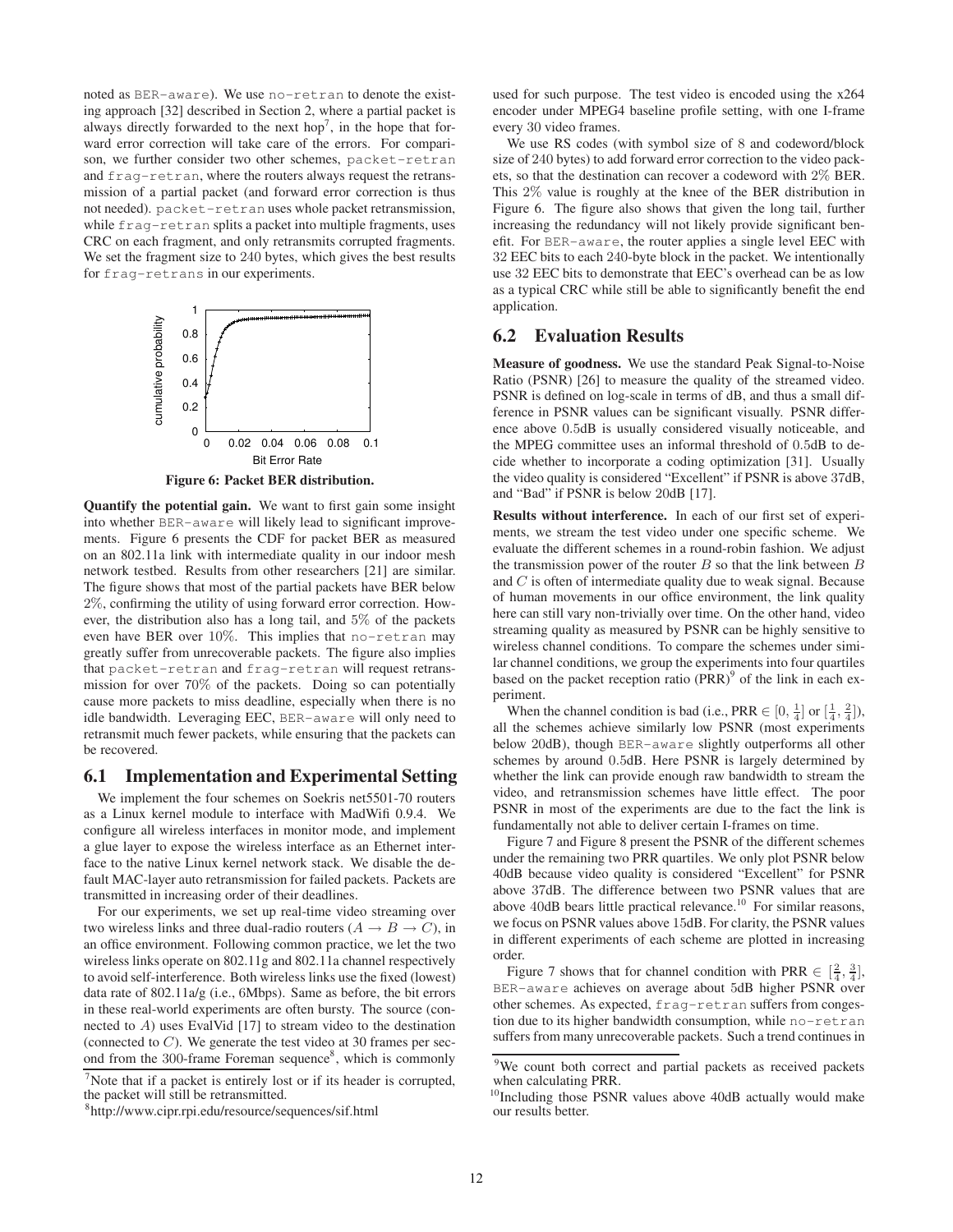noted as BER-aware). We use no-retran to denote the existing approach [32] described in Section 2, where a partial packet is always directly forwarded to the next hop[7], in the hope that forward error correction will take care of the errors. For comparison, we further consider two other schemes, packet-retran and frag-retran, where the routers always request the retransmission of a partial packet (and forward error correction is thus not needed). packet-retran uses whole packet retransmission, while frag-retran splits a packet into multiple fragments, uses CRC on each fragment, and only retransmits corrupted fragments. We set the fragment size to 240 bytes, which gives the best results for frag-retrans in our experiments.

**Figure 6: Packet BER distribution.**

**Quantify the potential gain.** We want to first gain some insight into whether BER-aware will likely lead to significant improvements. Figure 6 presents the CDF for packet BER as measured on an 802.11a link with intermediate quality in our indoor mesh network testbed. Results from other researchers [21] are similar. The figure shows that most of the partial packets have BER below 2%, confirming the utility of using forward error correction. However, the distribution also has a long tail, and 5% of the packets even have BER over 10%. This implies that no-retran may greatly suffer from unrecoverable packets. The figure also implies that packet-retran and frag-retran will request retransmission for over 70% of the packets. Doing so can potentially cause more packets to miss deadline, especially when there is no idle bandwidth. Leveraging EEC, BER-aware will only need to retransmit much fewer packets, while ensuring that the packets can be recovered.

## 6.1 Implementation and Experimental Setting

We implement the four schemes on Soekris net5501-70 routers as a Linux kernel module to interface with MadWifi 0.9.4. We configure all wireless interfaces in monitor mode, and implement a glue layer to expose the wireless interface as an Ethernet interface to the native Linux kernel network stack. We disable the default MAC-layer auto retransmission for failed packets. Packets are transmitted in increasing order of their deadlines.

For our experiments, we set up real-time video streaming over two wireless links and three dual-radio routers ($A \rightarrow B \rightarrow C$), in an office environment. Following common practice, we let the two wireless links operate on 802.11g and 802.11a channel respectively to avoid self-interference. Both wireless links use the fixed (lowest) data rate of 802.11a/g (i.e., 6Mbps). Same as before, the bit errors in these real-world experiments are often bursty. The source (connected to $A$) uses EvalVid [17] to stream video to the destination (connected to $C$). We generate the test video at 30 frames per second from the 300-frame Foreman sequence[8], which is commonly used for such purpose. The test video is encoded using the x264 encoder under MPEG4 baseline profile setting, with one I-frame every 30 video frames.

We use RS codes (with symbol size of 8 and codeword/block size of 240 bytes) to add forward error correction to the video packets, so that the destination can recover a codeword with 2% BER. This 2% value is roughly at the knee of the BER distribution in Figure 6. The figure also shows that given the long tail, further increasing the redundancy will not likely provide significant benefit. For BER-aware, the router applies a single level EEC with 32 EEC bits to each 240-byte block in the packet. We intentionally use 32 EEC bits to demonstrate that EEC's overhead can be as low as a typical CRC while still be able to significantly benefit the end application.

## 6.2 Evaluation Results

**Measure of goodness.** We use the standard Peak Signal-to-Noise Ratio (PSNR) [26] to measure the quality of the streamed video. PSNR is defined on log-scale in terms of dB, and thus a small difference in PSNR values can be significant visually. PSNR difference above 0.5dB is usually considered visually noticeable, and the MPEG committee uses an informal threshold of 0.5dB to decide whether to incorporate a coding optimization [31]. Usually the video quality is considered "Excellent" if PSNR is above 37dB, and "Bad" if PSNR is below 20dB [17].

**Results without interference.** In each of our first set of experiments, we stream the test video under one specific scheme. We evaluate the different schemes in a round-robin fashion. We adjust the transmission power of the router $B$ so that the link between $B$ and $C$ is often of intermediate quality due to weak signal. Because of human movements in our office environment, the link quality here can still vary non-trivially over time. On the other hand, video streaming quality as measured by PSNR can be highly sensitive to wireless channel conditions. To compare the schemes under similar channel conditions, we group the experiments into four quartiles based on the packet reception ratio (PRR)[9] of the link in each experiment.

When the channel condition is bad (i.e., PRR $\in [0, \frac{1}{4}]$ or $[\frac{1}{4}, \frac{2}{4}]$), all the schemes achieve similarly low PSNR (most experiments below 20dB), though BER-aware slightly outperforms all other schemes by around 0.5dB. Here PSNR is largely determined by whether the link can provide enough raw bandwidth to stream the video, and retransmission schemes have little effect. The poor PSNR in most of the experiments are due to the fact the link is fundamentally not able to deliver certain I-frames on time.

Figure 7 and Figure 8 present the PSNR of the different schemes under the remaining two PRR quartiles. We only plot PSNR below 40dB because video quality is considered "Excellent" for PSNR above 37dB. The difference between two PSNR values that are above 40dB bears little practical relevance.[10] For similar reasons, we focus on PSNR values above 15dB. For clarity, the PSNR values in different experiments of each scheme are plotted in increasing order.

Figure 7 shows that for channel condition with PRR $\in [\frac{2}{4}, \frac{3}{4}]$, BER-aware achieves on average about 5dB higher PSNR over other schemes. As expected, frag-retran suffers from congestion due to its higher bandwidth consumption, while no-retran suffers from many unrecoverable packets. Such a trend continues in

[7] Note that if a packet is entirely lost or if its header is corrupted, the packet will still be retransmitted.

[8] http://www.cipr.rpi.edu/resource/sequences/sif.html

[9] We count both correct and partial packets as received packets when calculating PRR.

[10] Including those PSNR values above 40dB actually would make our results better.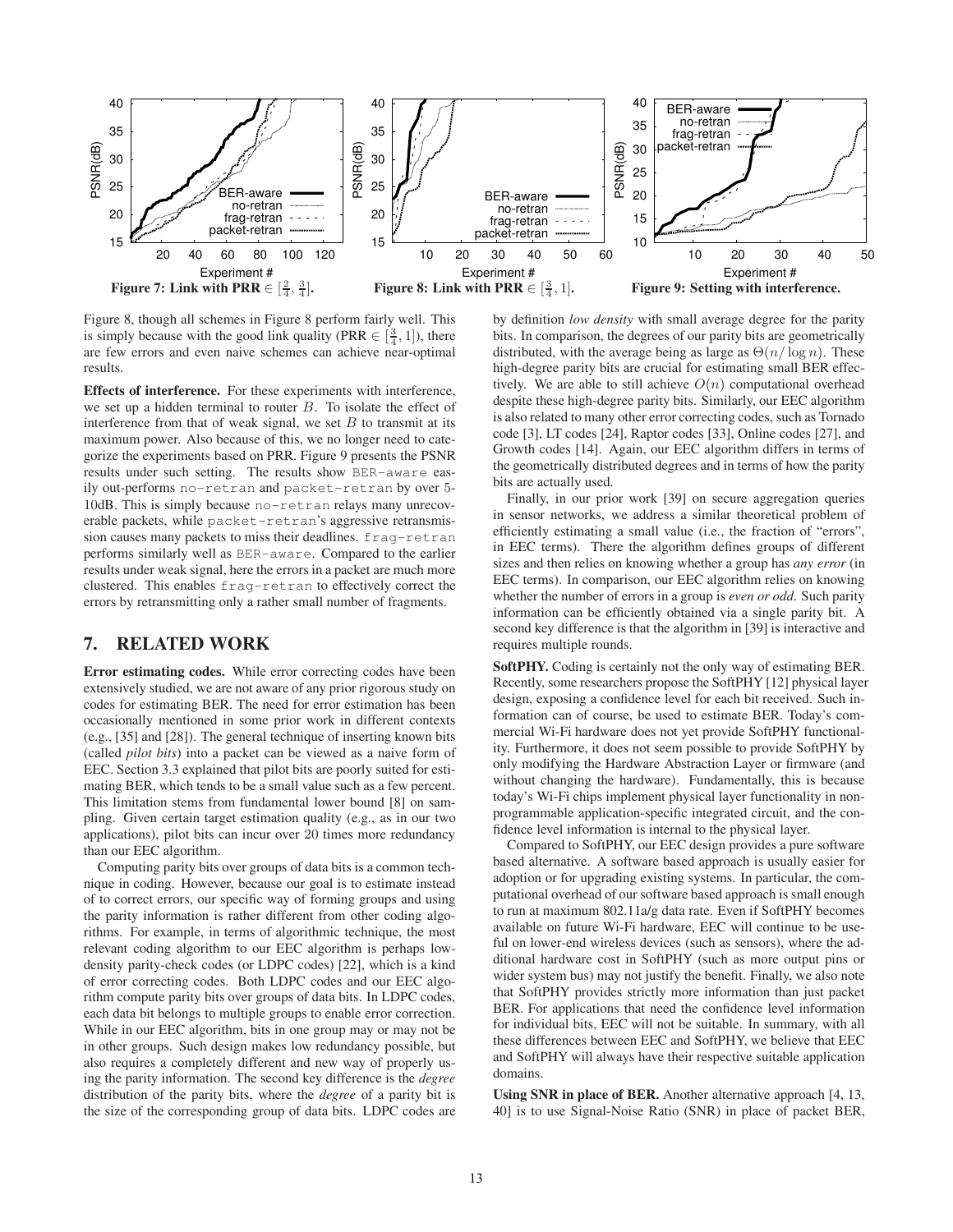40
35
30
25
20
15
PSNR(dB)
20 40 60 80 100 120
Experiment #
BER-aware
no-retran
frag-retran
packet-retran

**Figure 7: Link with PRR $\in [\frac{2}{4}, \frac{3}{4}]$.**

40
35
30
25
20
15
PSNR(dB)
10 20 30 40 50 60
Experiment #
BER-aware
no-retran
frag-retran
packet-retran

**Figure 8: Link with PRR $\in [\frac{3}{4}, 1]$.**

40
35
30
25
20
15
10
PSNR(dB)
10 20 30 40 50
Experiment #
BER-aware
no-retran
frag-retran
packet-retran

**Figure 9: Setting with interference.**

Figure 8, though all schemes in Figure 8 perform fairly well. This is simply because with the good link quality (PRR $\in [\frac{3}{4}, 1]$), there are few errors and even naive schemes can achieve near-optimal results.

**Effects of interference.** For these experiments with interference, we set up a hidden terminal to router $B$. To isolate the effect of interference from that of weak signal, we set $B$ to transmit at its maximum power. Also because of this, we no longer need to categorize the experiments based on PRR. Figure 9 presents the PSNR results under such setting. The results show `BER-aware` easily out-performs `no-retran` and `packet-retran` by over 5-10dB. This is simply because `no-retran` relays many unrecoverable packets, while `packet-retran`'s aggressive retransmission causes many packets to miss their deadlines. `frag-retran` performs similarly well as `BER-aware`. Compared to the earlier results under weak signal, here the errors in a packet are much more clustered. This enables `frag-retran` to effectively correct the errors by retransmitting only a rather small number of fragments.

## 7. RELATED WORK

**Error estimating codes.** While error correcting codes have been extensively studied, we are not aware of any prior rigorous study on codes for estimating BER. The need for error estimation has been occasionally mentioned in some prior work in different contexts (e.g., [35] and [28]). The general technique of inserting known bits (called *pilot bits*) into a packet can be viewed as a naive form of EEC. Section 3.3 explained that pilot bits are poorly suited for estimating BER, which tends to be a small value such as a few percent. This limitation stems from fundamental lower bound [8] on sampling. Given certain target estimation quality (e.g., as in our two applications), pilot bits can incur over 20 times more redundancy than our EEC algorithm.

Computing parity bits over groups of data bits is a common technique in coding. However, because our goal is to estimate instead of to correct errors, our specific way of forming groups and using the parity information is rather different from other coding algorithms. For example, in terms of algorithmic technique, the most relevant coding algorithm to our EEC algorithm is perhaps low-density parity-check codes (or LDPC codes) [22], which is a kind of error correcting codes. Both LDPC codes and our EEC algorithm compute parity bits over groups of data bits. In LDPC codes, each data bit belongs to multiple groups to enable error correction. While in our EEC algorithm, bits in one group may or may not be in other groups. Such design makes low redundancy possible, but also requires a completely different and new way of properly using the parity information. The second key difference is the *degree* distribution of the parity bits, where the *degree* of a parity bit is the size of the corresponding group of data bits. LDPC codes are by definition *low density* with small average degree for the parity bits. In comparison, the degrees of our parity bits are geometrically distributed, with the average being as large as $\Theta(n/\log n)$. These high-degree parity bits are crucial for estimating small BER effectively. We are able to still achieve $O(n)$ computational overhead despite these high-degree parity bits. Similarly, our EEC algorithm is also related to many other error correcting codes, such as Tornado code [3], LT codes [24], Raptor codes [33], Online codes [27], and Growth codes [14]. Again, our EEC algorithm differs in terms of the geometrically distributed degrees and in terms of how the parity bits are actually used.

Finally, in our prior work [39] on secure aggregation queries in sensor networks, we address a similar theoretical problem of efficiently estimating a small value (i.e., the fraction of "errors", in EEC terms). There the algorithm defines groups of different sizes and then relies on knowing whether a group has *any error* (in EEC terms). In comparison, our EEC algorithm relies on knowing whether the number of errors in a group is *even or odd*. Such parity information can be efficiently obtained via a single parity bit. A second key difference is that the algorithm in [39] is interactive and requires multiple rounds.

**SoftPHY.** Coding is certainly not the only way of estimating BER. Recently, some researchers propose the SoftPHY [12] physical layer design, exposing a confidence level for each bit received. Such information can of course, be used to estimate BER. Today's commercial Wi-Fi hardware does not yet provide SoftPHY functionality. Furthermore, it does not seem possible to provide SoftPHY by only modifying the Hardware Abstraction Layer or firmware (and without changing the hardware). Fundamentally, this is because today's Wi-Fi chips implement physical layer functionality in non-programmable application-specific integrated circuit, and the confidence level information is internal to the physical layer.

Compared to SoftPHY, our EEC design provides a pure software based alternative. A software based approach is usually easier for adoption or for upgrading existing systems. In particular, the computational overhead of our software based approach is small enough to run at maximum 802.11a/g data rate. Even if SoftPHY becomes available on future Wi-Fi hardware, EEC will continue to be useful on lower-end wireless devices (such as sensors), where the additional hardware cost in SoftPHY (such as more output pins or wider system bus) may not justify the benefit. Finally, we also note that SoftPHY provides strictly more information than just packet BER. For applications that need the confidence level information for individual bits, EEC will not be suitable. In summary, with all these differences between EEC and SoftPHY, we believe that EEC and SoftPHY will always have their respective suitable application domains.

**Using SNR in place of BER.** Another alternative approach [4, 13, 40] is to use Signal-Noise Ratio (SNR) in place of packet BER,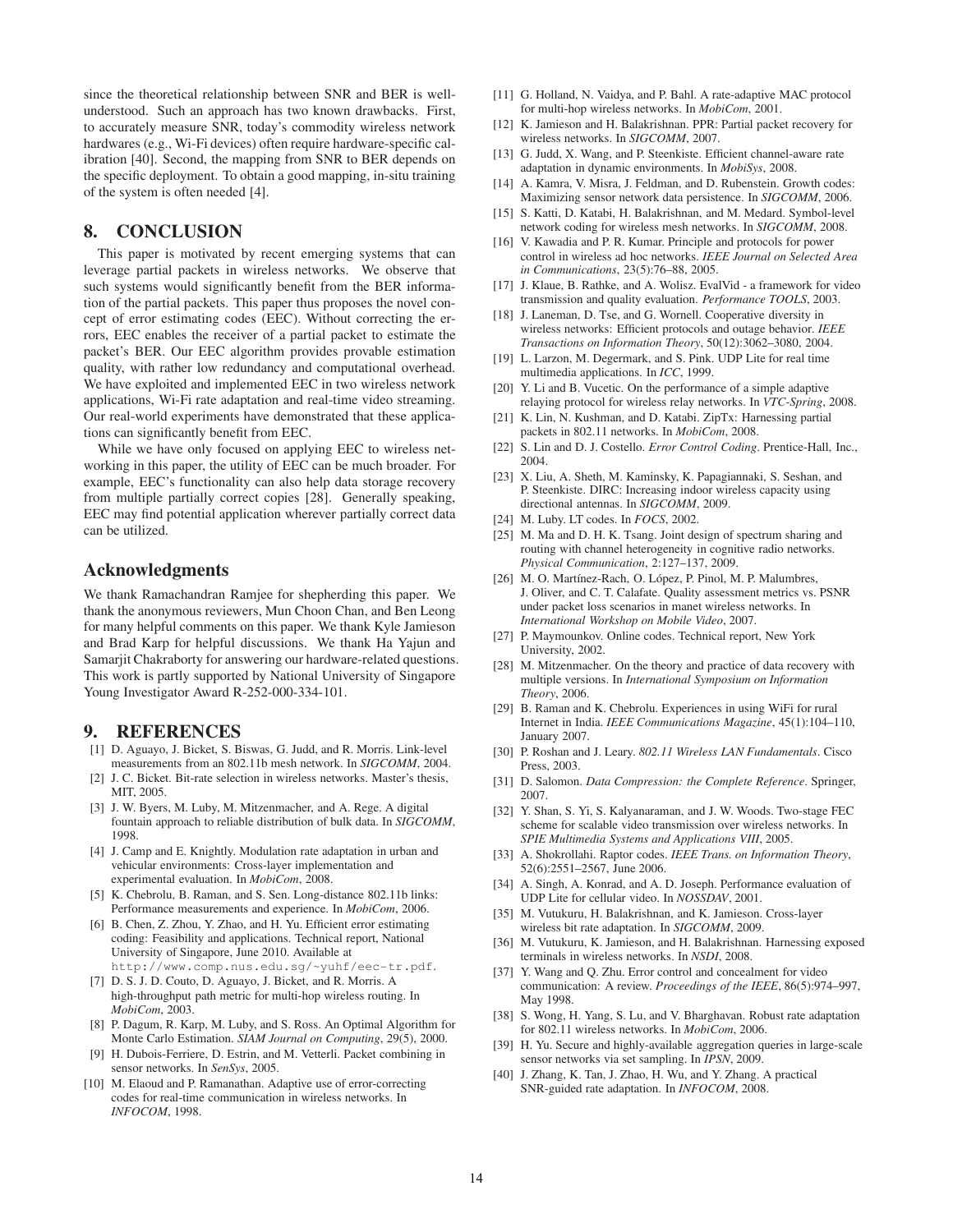since the theoretical relationship between SNR and BER is well-understood. Such an approach has two known drawbacks. First, to accurately measure SNR, today's commodity wireless network hardwares (e.g., Wi-Fi devices) often require hardware-specific calibration [40]. Second, the mapping from SNR to BER depends on the specific deployment. To obtain a good mapping, in-situ training of the system is often needed [4].

## 8. CONCLUSION

This paper is motivated by recent emerging systems that can leverage partial packets in wireless networks. We observe that such systems would significantly benefit from the BER information of the partial packets. This paper thus proposes the novel concept of error estimating codes (EEC). Without correcting the errors, EEC enables the receiver of a partial packet to estimate the packet's BER. Our EEC algorithm provides provable estimation quality, with rather low redundancy and computational overhead. We have exploited and implemented EEC in two wireless network applications, Wi-Fi rate adaptation and real-time video streaming. Our real-world experiments have demonstrated that these applications can significantly benefit from EEC.

While we have only focused on applying EEC to wireless networking in this paper, the utility of EEC can be much broader. For example, EEC's functionality can also help data storage recovery from multiple partially correct copies [28]. Generally speaking, EEC may find potential application wherever partially correct data can be utilized.

## Acknowledgments

We thank Ramachandran Ramjee for shepherding this paper. We thank the anonymous reviewers, Mun Choon Chan, and Ben Leong for many helpful comments on this paper. We thank Kyle Jamieson and Brad Karp for helpful discussions. We thank Ha Yajun and Samarjit Chakraborty for answering our hardware-related questions. This work is partly supported by National University of Singapore Young Investigator Award R-252-000-334-101.

## 9. REFERENCES

[1] D. Aguayo, J. Bicket, S. Biswas, G. Judd, and R. Morris. Link-level measurements from an 802.11b mesh network. In *SIGCOMM*, 2004.

[2] J. C. Bicket. Bit-rate selection in wireless networks. Master's thesis, MIT, 2005.

[3] J. W. Byers, M. Luby, M. Mitzenmacher, and A. Rege. A digital fountain approach to reliable distribution of bulk data. In *SIGCOMM*, 1998.

[4] J. Camp and E. Knightly. Modulation rate adaptation in urban and vehicular environments: Cross-layer implementation and experimental evaluation. In *MobiCom*, 2008.

[5] K. Chebrolu, B. Raman, and S. Sen. Long-distance 802.11b links: Performance measurements and experience. In *MobiCom*, 2006.

[6] B. Chen, Z. Zhou, Y. Zhao, and H. Yu. Efficient error estimating coding: Feasibility and applications. Technical report, National University of Singapore, June 2010. Available at `http://www.comp.nus.edu.sg/~yuhf/eec-tr.pdf`.

[7] D. S. J. D. Couto, D. Aguayo, J. Bicket, and R. Morris. A high-throughput path metric for multi-hop wireless routing. In *MobiCom*, 2003.

[8] P. Dagum, R. Karp, M. Luby, and S. Ross. An Optimal Algorithm for Monte Carlo Estimation. *SIAM Journal on Computing*, 29(5), 2000.

[9] H. Dubois-Ferriere, D. Estrin, and M. Vetterli. Packet combining in sensor networks. In *SenSys*, 2005.

[10] M. Elaoud and P. Ramanathan. Adaptive use of error-correcting codes for real-time communication in wireless networks. In *INFOCOM*, 1998.

[11] G. Holland, N. Vaidya, and P. Bahl. A rate-adaptive MAC protocol for multi-hop wireless networks. In *MobiCom*, 2001.

[12] K. Jamieson and H. Balakrishnan. PPR: Partial packet recovery for wireless networks. In *SIGCOMM*, 2007.

[13] G. Judd, X. Wang, and P. Steenkiste. Efficient channel-aware rate adaptation in dynamic environments. In *MobiSys*, 2008.

[14] A. Kamra, V. Misra, J. Feldman, and D. Rubenstein. Growth codes: Maximizing sensor network data persistence. In *SIGCOMM*, 2006.

[15] S. Katti, D. Katabi, H. Balakrishnan, and M. Medard. Symbol-level network coding for wireless mesh networks. In *SIGCOMM*, 2008.

[16] V. Kawadia and P. R. Kumar. Principle and protocols for power control in wireless ad hoc networks. *IEEE Journal on Selected Area in Communications*, 23(5):76–88, 2005.

[17] J. Klaue, B. Rathke, and A. Wolisz. EvalVid - a framework for video transmission and quality evaluation. *Performance TOOLS*, 2003.

[18] J. Laneman, D. Tse, and G. Wornell. Cooperative diversity in wireless networks: Efficient protocols and outage behavior. *IEEE Transactions on Information Theory*, 50(12):3062–3080, 2004.

[19] L. Larzon, M. Degermark, and S. Pink. UDP Lite for real time multimedia applications. In *ICC*, 1999.

[20] Y. Li and B. Vucetic. On the performance of a simple adaptive relaying protocol for wireless relay networks. In *VTC-Spring*, 2008.

[21] K. Lin, N. Kushman, and D. Katabi. ZipTx: Harnessing partial packets in 802.11 networks. In *MobiCom*, 2008.

[22] S. Lin and D. J. Costello. *Error Control Coding*. Prentice-Hall, Inc., 2004.

[23] X. Liu, A. Sheth, M. Kaminsky, K. Papagiannaki, S. Seshan, and P. Steenkiste. DIRC: Increasing indoor wireless capacity using directional antennas. In *SIGCOMM*, 2009.

[24] M. Luby. LT codes. In *FOCS*, 2002.

[25] M. Ma and D. H. K. Tsang. Joint design of spectrum sharing and routing with channel heterogeneity in cognitive radio networks. *Physical Communication*, 2:127–137, 2009.

[26] M. O. Martínez-Rach, O. López, P. Pinol, M. P. Malumbres, J. Oliver, and C. T. Calafate. Quality assessment metrics vs. PSNR under packet loss scenarios in manet wireless networks. In *International Workshop on Mobile Video*, 2007.

[27] P. Maymounkov. Online codes. Technical report, New York University, 2002.

[28] M. Mitzenmacher. On the theory and practice of data recovery with multiple versions. In *International Symposium on Information Theory*, 2006.

[29] B. Raman and K. Chebrolu. Experiences in using WiFi for rural Internet in India. *IEEE Communications Magazine*, 45(1):104–110, January 2007.

[30] P. Roshan and J. Leary. *802.11 Wireless LAN Fundamentals*. Cisco Press, 2003.

[31] D. Salomon. *Data Compression: the Complete Reference*. Springer, 2007.

[32] Y. Shan, S. Yi, S. Kalyanaraman, and J. W. Woods. Two-stage FEC scheme for scalable video transmission over wireless networks. In *SPIE Multimedia Systems and Applications VIII*, 2005.

[33] A. Shokrollahi. Raptor codes. *IEEE Trans. on Information Theory*, 52(6):2551–2567, June 2006.

[34] A. Singh, A. Konrad, and A. D. Joseph. Performance evaluation of UDP Lite for cellular video. In *NOSSDAV*, 2001.

[35] M. Vutukuru, H. Balakrishnan, and K. Jamieson. Cross-layer wireless bit rate adaptation. In *SIGCOMM*, 2009.

[36] M. Vutukuru, K. Jamieson, and H. Balakrishnan. Harnessing exposed terminals in wireless networks. In *NSDI*, 2008.

[37] Y. Wang and Q. Zhu. Error control and concealment for video communication: A review. *Proceedings of the IEEE*, 86(5):974–997, May 1998.

[38] S. Wong, H. Yang, S. Lu, and V. Bharghavan. Robust rate adaptation for 802.11 wireless networks. In *MobiCom*, 2006.

[39] H. Yu. Secure and highly-available aggregation queries in large-scale sensor networks via set sampling. In *IPSN*, 2009.

[40] J. Zhang, K. Tan, J. Zhao, H. Wu, and Y. Zhang. A practical SNR-guided rate adaptation. In *INFOCOM*, 2008.